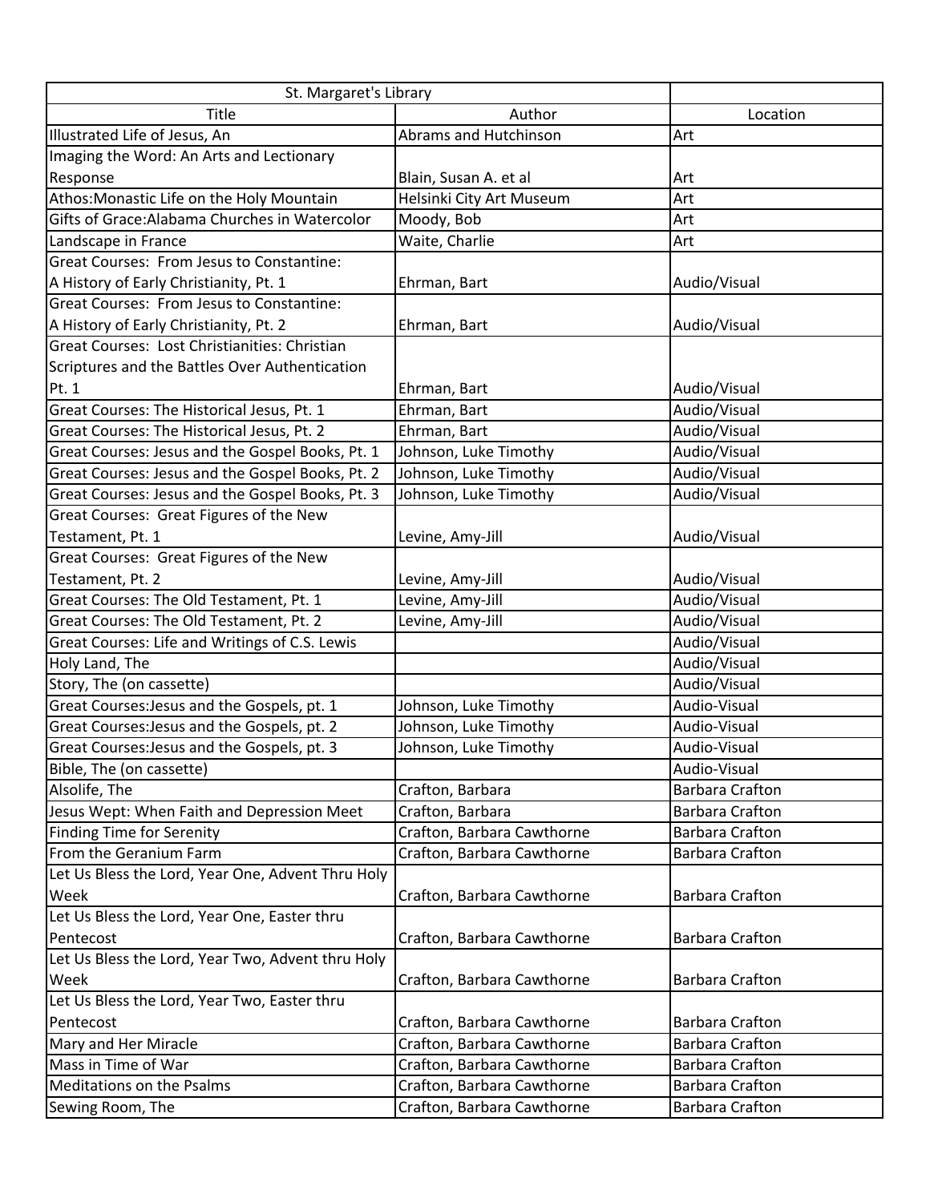| St. Margaret's Library | | |
|---|---|---|
| Title | Author | Location |
| Illustrated Life of Jesus, An | Abrams and Hutchinson | Art |
| Imaging the Word: An Arts and Lectionary Response | Blain, Susan A. et al | Art |
| Athos:Monastic Life on the Holy Mountain | Helsinki City Art Museum | Art |
| Gifts of Grace:Alabama Churches in Watercolor | Moody, Bob | Art |
| Landscape in France | Waite, Charlie | Art |
| Great Courses: From Jesus to Constantine: A History of Early Christianity, Pt. 1 | Ehrman, Bart | Audio/Visual |
| Great Courses: From Jesus to Constantine: A History of Early Christianity, Pt. 2 | Ehrman, Bart | Audio/Visual |
| Great Courses: Lost Christianities: Christian Scriptures and the Battles Over Authentication Pt. 1 | Ehrman, Bart | Audio/Visual |
| Great Courses: The Historical Jesus, Pt. 1 | Ehrman, Bart | Audio/Visual |
| Great Courses: The Historical Jesus, Pt. 2 | Ehrman, Bart | Audio/Visual |
| Great Courses: Jesus and the Gospel Books, Pt. 1 | Johnson, Luke Timothy | Audio/Visual |
| Great Courses: Jesus and the Gospel Books, Pt. 2 | Johnson, Luke Timothy | Audio/Visual |
| Great Courses: Jesus and the Gospel Books, Pt. 3 | Johnson, Luke Timothy | Audio/Visual |
| Great Courses: Great Figures of the New Testament, Pt. 1 | Levine, Amy-Jill | Audio/Visual |
| Great Courses: Great Figures of the New Testament, Pt. 2 | Levine, Amy-Jill | Audio/Visual |
| Great Courses: The Old Testament, Pt. 1 | Levine, Amy-Jill | Audio/Visual |
| Great Courses: The Old Testament, Pt. 2 | Levine, Amy-Jill | Audio/Visual |
| Great Courses: Life and Writings of C.S. Lewis | | Audio/Visual |
| Holy Land, The | | Audio/Visual |
| Story, The (on cassette) | | Audio/Visual |
| Great Courses:Jesus and the Gospels, pt. 1 | Johnson, Luke Timothy | Audio-Visual |
| Great Courses:Jesus and the Gospels, pt. 2 | Johnson, Luke Timothy | Audio-Visual |
| Great Courses:Jesus and the Gospels, pt. 3 | Johnson, Luke Timothy | Audio-Visual |
| Bible, The (on cassette) | | Audio-Visual |
| Alsolife, The | Crafton, Barbara | Barbara Crafton |
| Jesus Wept: When Faith and Depression Meet | Crafton, Barbara | Barbara Crafton |
| Finding Time for Serenity | Crafton, Barbara Cawthorne | Barbara Crafton |
| From the Geranium Farm | Crafton, Barbara Cawthorne | Barbara Crafton |
| Let Us Bless the Lord, Year One, Advent Thru Holy Week | Crafton, Barbara Cawthorne | Barbara Crafton |
| Let Us Bless the Lord, Year One, Easter thru Pentecost | Crafton, Barbara Cawthorne | Barbara Crafton |
| Let Us Bless the Lord, Year Two, Advent thru Holy Week | Crafton, Barbara Cawthorne | Barbara Crafton |
| Let Us Bless the Lord, Year Two, Easter thru Pentecost | Crafton, Barbara Cawthorne | Barbara Crafton |
| Mary and Her Miracle | Crafton, Barbara Cawthorne | Barbara Crafton |
| Mass in Time of War | Crafton, Barbara Cawthorne | Barbara Crafton |
| Meditations on the Psalms | Crafton, Barbara Cawthorne | Barbara Crafton |
| Sewing Room, The | Crafton, Barbara Cawthorne | Barbara Crafton |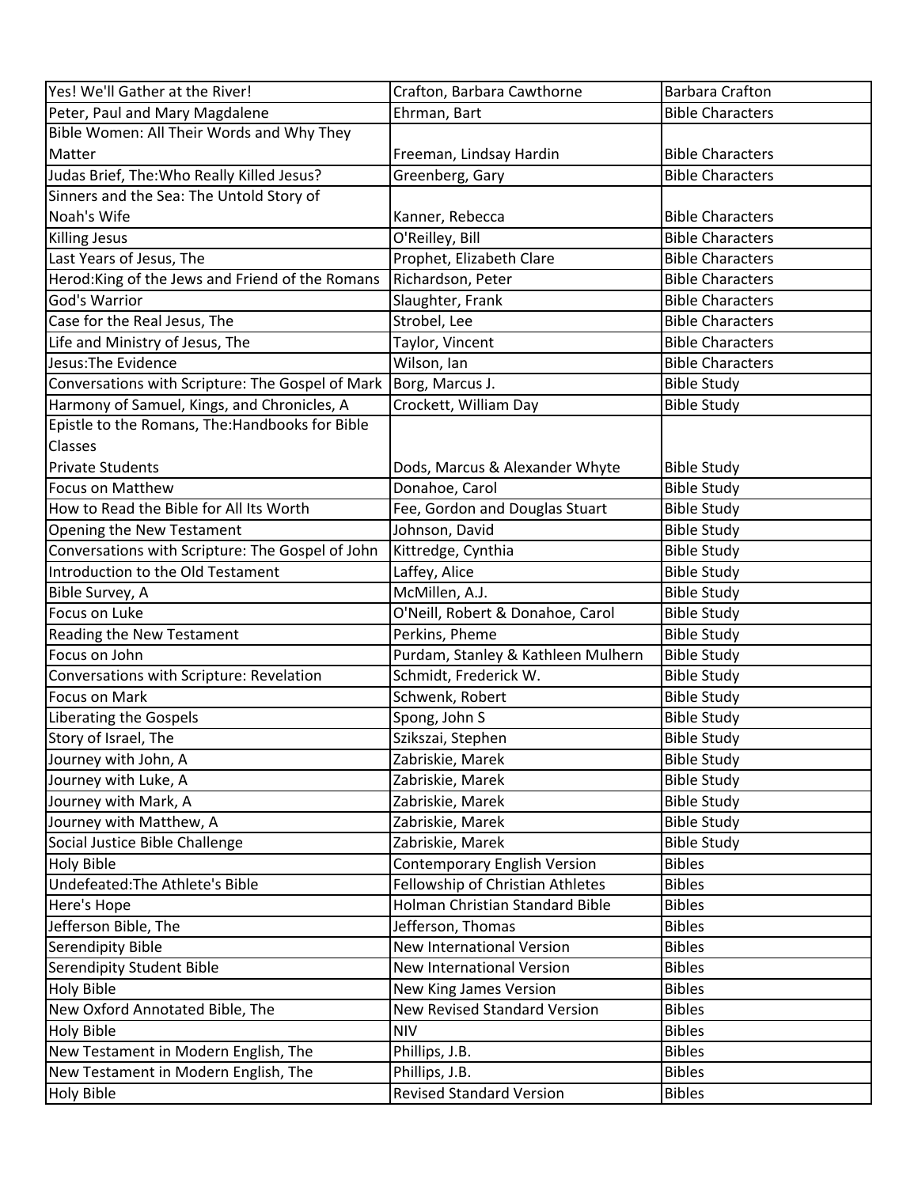| | | |
|---|---|---|
| Yes! We'll Gather at the River! | Crafton, Barbara Cawthorne | Barbara Crafton |
| Peter, Paul and Mary Magdalene | Ehrman, Bart | Bible Characters |
| Bible Women: All Their Words and Why They Matter | Freeman, Lindsay Hardin | Bible Characters |
| Judas Brief, The:Who Really Killed Jesus? | Greenberg, Gary | Bible Characters |
| Sinners and the Sea: The Untold Story of Noah's Wife | Kanner, Rebecca | Bible Characters |
| Killing Jesus | O'Reilley, Bill | Bible Characters |
| Last Years of Jesus, The | Prophet, Elizabeth Clare | Bible Characters |
| Herod:King of the Jews and Friend of the Romans | Richardson, Peter | Bible Characters |
| God's Warrior | Slaughter, Frank | Bible Characters |
| Case for the Real Jesus, The | Strobel, Lee | Bible Characters |
| Life and Ministry of Jesus, The | Taylor, Vincent | Bible Characters |
| Jesus:The Evidence | Wilson, Ian | Bible Characters |
| Conversations with Scripture: The Gospel of Mark | Borg, Marcus J. | Bible Study |
| Harmony of Samuel, Kings, and Chronicles, A | Crockett, William Day | Bible Study |
| Epistle to the Romans, The:Handbooks for Bible Classes Private Students | Dods, Marcus & Alexander Whyte | Bible Study |
| Focus on Matthew | Donahoe, Carol | Bible Study |
| How to Read the Bible for All Its Worth | Fee, Gordon and Douglas Stuart | Bible Study |
| Opening the New Testament | Johnson, David | Bible Study |
| Conversations with Scripture: The Gospel of John | Kittredge, Cynthia | Bible Study |
| Introduction to the Old Testament | Laffey, Alice | Bible Study |
| Bible Survey, A | McMillen, A.J. | Bible Study |
| Focus on Luke | O'Neill, Robert & Donahoe, Carol | Bible Study |
| Reading the New Testament | Perkins, Pheme | Bible Study |
| Focus on John | Purdam, Stanley & Kathleen Mulhern | Bible Study |
| Conversations with Scripture: Revelation | Schmidt, Frederick W. | Bible Study |
| Focus on Mark | Schwenk, Robert | Bible Study |
| Liberating the Gospels | Spong, John S | Bible Study |
| Story of Israel, The | Szikszai, Stephen | Bible Study |
| Journey with John, A | Zabriskie, Marek | Bible Study |
| Journey with Luke, A | Zabriskie, Marek | Bible Study |
| Journey with Mark, A | Zabriskie, Marek | Bible Study |
| Journey with Matthew, A | Zabriskie, Marek | Bible Study |
| Social Justice Bible Challenge | Zabriskie, Marek | Bible Study |
| Holy Bible | Contemporary English Version | Bibles |
| Undefeated:The Athlete's Bible | Fellowship of Christian Athletes | Bibles |
| Here's Hope | Holman Christian Standard Bible | Bibles |
| Jefferson Bible, The | Jefferson, Thomas | Bibles |
| Serendipity Bible | New International Version | Bibles |
| Serendipity Student Bible | New International Version | Bibles |
| Holy Bible | New King James Version | Bibles |
| New Oxford Annotated Bible, The | New Revised Standard Version | Bibles |
| Holy Bible | NIV | Bibles |
| New Testament in Modern English, The | Phillips, J.B. | Bibles |
| New Testament in Modern English, The | Phillips, J.B. | Bibles |
| Holy Bible | Revised Standard Version | Bibles |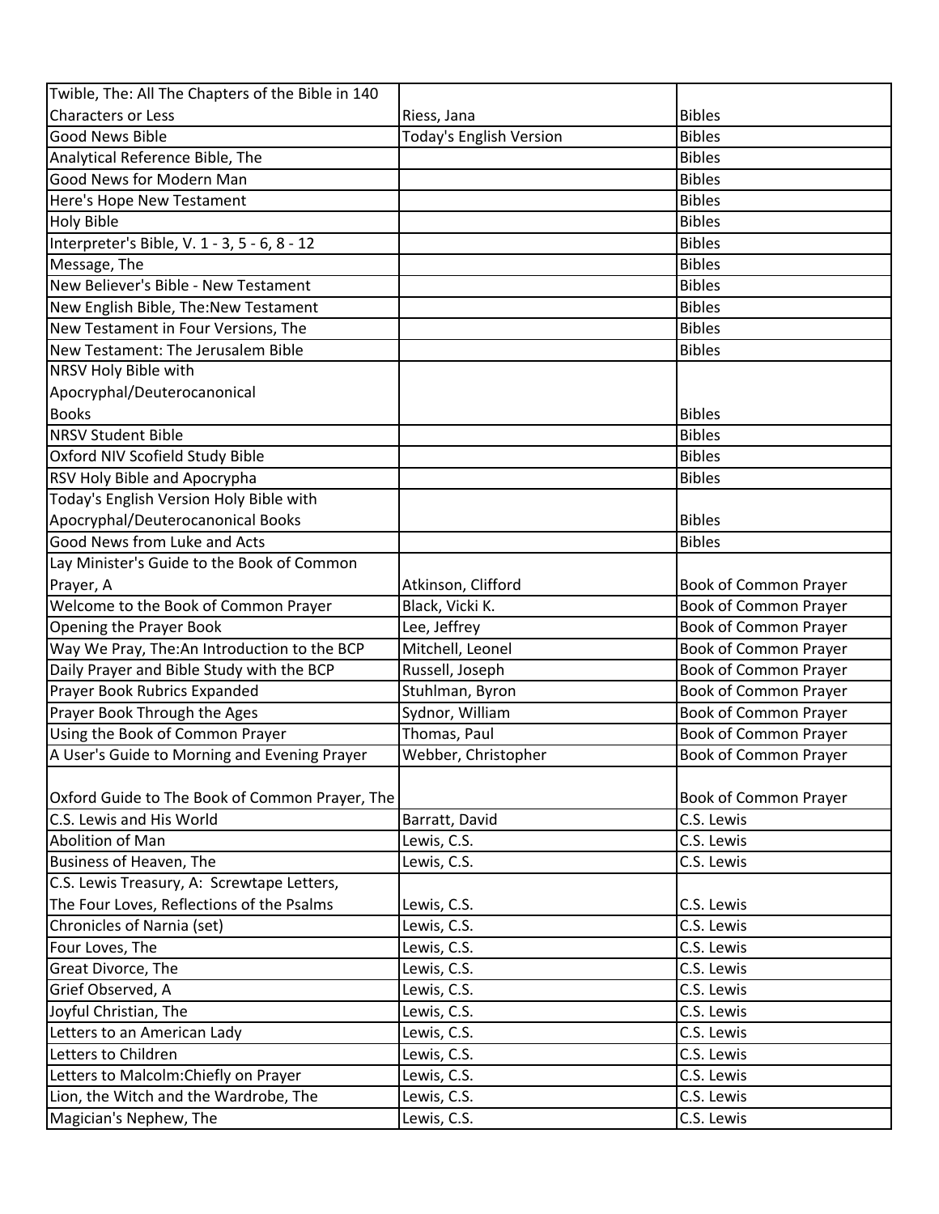| | | |
|---|---|---|
| Twible, The: All The Chapters of the Bible in 140 Characters or Less | Riess, Jana | Bibles |
| Good News Bible | Today's English Version | Bibles |
| Analytical Reference Bible, The | | Bibles |
| Good News for Modern Man | | Bibles |
| Here's Hope New Testament | | Bibles |
| Holy Bible | | Bibles |
| Interpreter's Bible, V. 1 - 3, 5 - 6, 8 - 12 | | Bibles |
| Message, The | | Bibles |
| New Believer's Bible - New Testament | | Bibles |
| New English Bible, The:New Testament | | Bibles |
| New Testament in Four Versions, The | | Bibles |
| New Testament: The Jerusalem Bible | | Bibles |
| NRSV Holy Bible with Apocryphal/Deuterocanonical Books | | Bibles |
| NRSV Student Bible | | Bibles |
| Oxford NIV Scofield Study Bible | | Bibles |
| RSV Holy Bible and Apocrypha | | Bibles |
| Today's English Version Holy Bible with Apocryphal/Deuterocanonical Books | | Bibles |
| Good News from Luke and Acts | | Bibles |
| Lay Minister's Guide to the Book of Common Prayer, A | Atkinson, Clifford | Book of Common Prayer |
| Welcome to the Book of Common Prayer | Black, Vicki K. | Book of Common Prayer |
| Opening the Prayer Book | Lee, Jeffrey | Book of Common Prayer |
| Way We Pray, The:An Introduction to the BCP | Mitchell, Leonel | Book of Common Prayer |
| Daily Prayer and Bible Study with the BCP | Russell, Joseph | Book of Common Prayer |
| Prayer Book Rubrics Expanded | Stuhlman, Byron | Book of Common Prayer |
| Prayer Book Through the Ages | Sydnor, William | Book of Common Prayer |
| Using the Book of Common Prayer | Thomas, Paul | Book of Common Prayer |
| A User's Guide to Morning and Evening Prayer | Webber, Christopher | Book of Common Prayer |
| Oxford Guide to The Book of Common Prayer, The | | Book of Common Prayer |
| C.S. Lewis and His World | Barratt, David | C.S. Lewis |
| Abolition of Man | Lewis, C.S. | C.S. Lewis |
| Business of Heaven, The | Lewis, C.S. | C.S. Lewis |
| C.S. Lewis Treasury, A: Screwtape Letters, The Four Loves, Reflections of the Psalms | Lewis, C.S. | C.S. Lewis |
| Chronicles of Narnia (set) | Lewis, C.S. | C.S. Lewis |
| Four Loves, The | Lewis, C.S. | C.S. Lewis |
| Great Divorce, The | Lewis, C.S. | C.S. Lewis |
| Grief Observed, A | Lewis, C.S. | C.S. Lewis |
| Joyful Christian, The | Lewis, C.S. | C.S. Lewis |
| Letters to an American Lady | Lewis, C.S. | C.S. Lewis |
| Letters to Children | Lewis, C.S. | C.S. Lewis |
| Letters to Malcolm:Chiefly on Prayer | Lewis, C.S. | C.S. Lewis |
| Lion, the Witch and the Wardrobe, The | Lewis, C.S. | C.S. Lewis |
| Magician's Nephew, The | Lewis, C.S. | C.S. Lewis |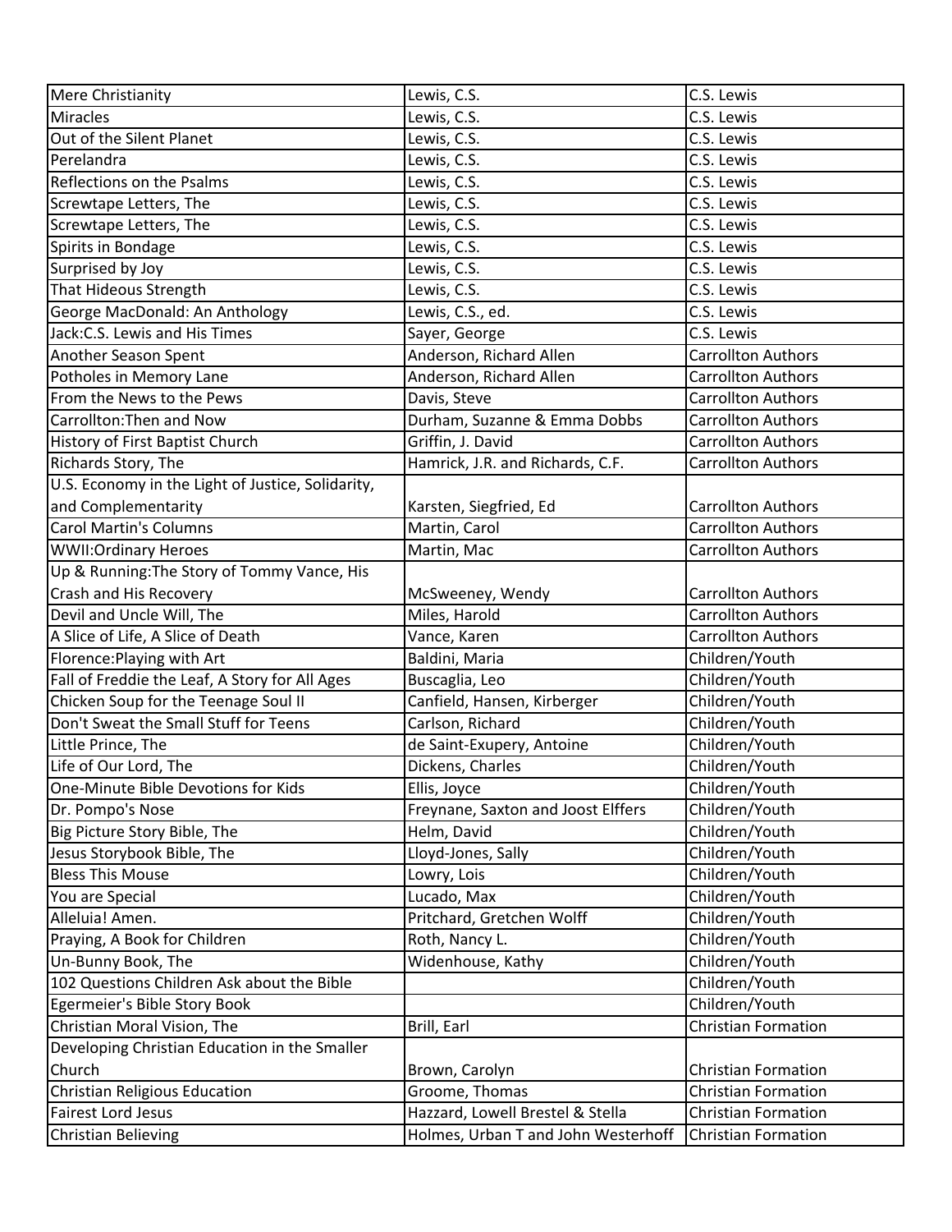| | | |
|---|---|---|
| Mere Christianity | Lewis, C.S. | C.S. Lewis |
| Miracles | Lewis, C.S. | C.S. Lewis |
| Out of the Silent Planet | Lewis, C.S. | C.S. Lewis |
| Perelandra | Lewis, C.S. | C.S. Lewis |
| Reflections on the Psalms | Lewis, C.S. | C.S. Lewis |
| Screwtape Letters, The | Lewis, C.S. | C.S. Lewis |
| Screwtape Letters, The | Lewis, C.S. | C.S. Lewis |
| Spirits in Bondage | Lewis, C.S. | C.S. Lewis |
| Surprised by Joy | Lewis, C.S. | C.S. Lewis |
| That Hideous Strength | Lewis, C.S. | C.S. Lewis |
| George MacDonald: An Anthology | Lewis, C.S., ed. | C.S. Lewis |
| Jack:C.S. Lewis and His Times | Sayer, George | C.S. Lewis |
| Another Season Spent | Anderson, Richard Allen | Carrollton Authors |
| Potholes in Memory Lane | Anderson, Richard Allen | Carrollton Authors |
| From the News to the Pews | Davis, Steve | Carrollton Authors |
| Carrollton:Then and Now | Durham, Suzanne & Emma Dobbs | Carrollton Authors |
| History of First Baptist Church | Griffin, J. David | Carrollton Authors |
| Richards Story, The | Hamrick, J.R. and Richards, C.F. | Carrollton Authors |
| U.S. Economy in the Light of Justice, Solidarity, and Complementarity | Karsten, Siegfried, Ed | Carrollton Authors |
| Carol Martin's Columns | Martin, Carol | Carrollton Authors |
| WWII:Ordinary Heroes | Martin, Mac | Carrollton Authors |
| Up & Running:The Story of Tommy Vance, His Crash and His Recovery | McSweeney, Wendy | Carrollton Authors |
| Devil and Uncle Will, The | Miles, Harold | Carrollton Authors |
| A Slice of Life, A Slice of Death | Vance, Karen | Carrollton Authors |
| Florence:Playing with Art | Baldini, Maria | Children/Youth |
| Fall of Freddie the Leaf, A Story for All Ages | Buscaglia, Leo | Children/Youth |
| Chicken Soup for the Teenage Soul II | Canfield, Hansen, Kirberger | Children/Youth |
| Don't Sweat the Small Stuff for Teens | Carlson, Richard | Children/Youth |
| Little Prince, The | de Saint-Exupery, Antoine | Children/Youth |
| Life of Our Lord, The | Dickens, Charles | Children/Youth |
| One-Minute Bible Devotions for Kids | Ellis, Joyce | Children/Youth |
| Dr. Pompo's Nose | Freynane, Saxton and Joost Elffers | Children/Youth |
| Big Picture Story Bible, The | Helm, David | Children/Youth |
| Jesus Storybook Bible, The | Lloyd-Jones, Sally | Children/Youth |
| Bless This Mouse | Lowry, Lois | Children/Youth |
| You are Special | Lucado, Max | Children/Youth |
| Alleluia! Amen. | Pritchard, Gretchen Wolff | Children/Youth |
| Praying, A Book for Children | Roth, Nancy L. | Children/Youth |
| Un-Bunny Book, The | Widenhouse, Kathy | Children/Youth |
| 102 Questions Children Ask about the Bible | | Children/Youth |
| Egermeier's Bible Story Book | | Children/Youth |
| Christian Moral Vision, The | Brill, Earl | Christian Formation |
| Developing Christian Education in the Smaller Church | Brown, Carolyn | Christian Formation |
| Christian Religious Education | Groome, Thomas | Christian Formation |
| Fairest Lord Jesus | Hazzard, Lowell Brestel & Stella | Christian Formation |
| Christian Believing | Holmes, Urban T and John Westerhoff | Christian Formation |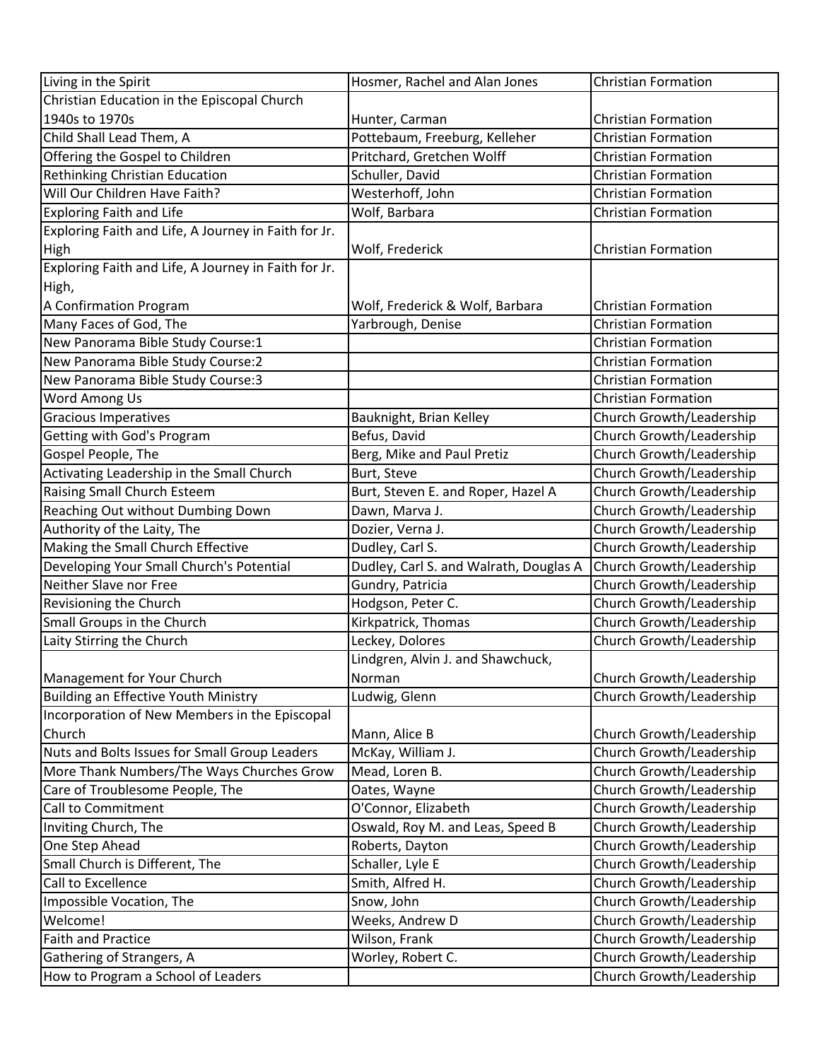| Living in the Spirit | Hosmer, Rachel and Alan Jones | Christian Formation |
|---|---|---|
| Christian Education in the Episcopal Church 1940s to 1970s | Hunter, Carman | Christian Formation |
| Child Shall Lead Them, A | Pottebaum, Freeburg, Kelleher | Christian Formation |
| Offering the Gospel to Children | Pritchard, Gretchen Wolff | Christian Formation |
| Rethinking Christian Education | Schuller, David | Christian Formation |
| Will Our Children Have Faith? | Westerhoff, John | Christian Formation |
| Exploring Faith and Life | Wolf, Barbara | Christian Formation |
| Exploring Faith and Life, A Journey in Faith for Jr. High | Wolf, Frederick | Christian Formation |
| Exploring Faith and Life, A Journey in Faith for Jr. High, A Confirmation Program | Wolf, Frederick & Wolf, Barbara | Christian Formation |
| Many Faces of God, The | Yarbrough, Denise | Christian Formation |
| New Panorama Bible Study Course:1 | | Christian Formation |
| New Panorama Bible Study Course:2 | | Christian Formation |
| New Panorama Bible Study Course:3 | | Christian Formation |
| Word Among Us | | Christian Formation |
| Gracious Imperatives | Bauknight, Brian Kelley | Church Growth/Leadership |
| Getting with God's Program | Befus, David | Church Growth/Leadership |
| Gospel People, The | Berg, Mike and Paul Pretiz | Church Growth/Leadership |
| Activating Leadership in the Small Church | Burt, Steve | Church Growth/Leadership |
| Raising Small Church Esteem | Burt, Steven E. and Roper, Hazel A | Church Growth/Leadership |
| Reaching Out without Dumbing Down | Dawn, Marva J. | Church Growth/Leadership |
| Authority of the Laity, The | Dozier, Verna J. | Church Growth/Leadership |
| Making the Small Church Effective | Dudley, Carl S. | Church Growth/Leadership |
| Developing Your Small Church's Potential | Dudley, Carl S. and Walrath, Douglas A | Church Growth/Leadership |
| Neither Slave nor Free | Gundry, Patricia | Church Growth/Leadership |
| Revisioning the Church | Hodgson, Peter C. | Church Growth/Leadership |
| Small Groups in the Church | Kirkpatrick, Thomas | Church Growth/Leadership |
| Laity Stirring the Church | Leckey, Dolores | Church Growth/Leadership |
| Management for Your Church | Lindgren, Alvin J. and Shawchuck, Norman | Church Growth/Leadership |
| Building an Effective Youth Ministry | Ludwig, Glenn | Church Growth/Leadership |
| Incorporation of New Members in the Episcopal Church | Mann, Alice B | Church Growth/Leadership |
| Nuts and Bolts Issues for Small Group Leaders | McKay, William J. | Church Growth/Leadership |
| More Thank Numbers/The Ways Churches Grow | Mead, Loren B. | Church Growth/Leadership |
| Care of Troublesome People, The | Oates, Wayne | Church Growth/Leadership |
| Call to Commitment | O'Connor, Elizabeth | Church Growth/Leadership |
| Inviting Church, The | Oswald, Roy M. and Leas, Speed B | Church Growth/Leadership |
| One Step Ahead | Roberts, Dayton | Church Growth/Leadership |
| Small Church is Different, The | Schaller, Lyle E | Church Growth/Leadership |
| Call to Excellence | Smith, Alfred H. | Church Growth/Leadership |
| Impossible Vocation, The | Snow, John | Church Growth/Leadership |
| Welcome! | Weeks, Andrew D | Church Growth/Leadership |
| Faith and Practice | Wilson, Frank | Church Growth/Leadership |
| Gathering of Strangers, A | Worley, Robert C. | Church Growth/Leadership |
| How to Program a School of Leaders | | Church Growth/Leadership |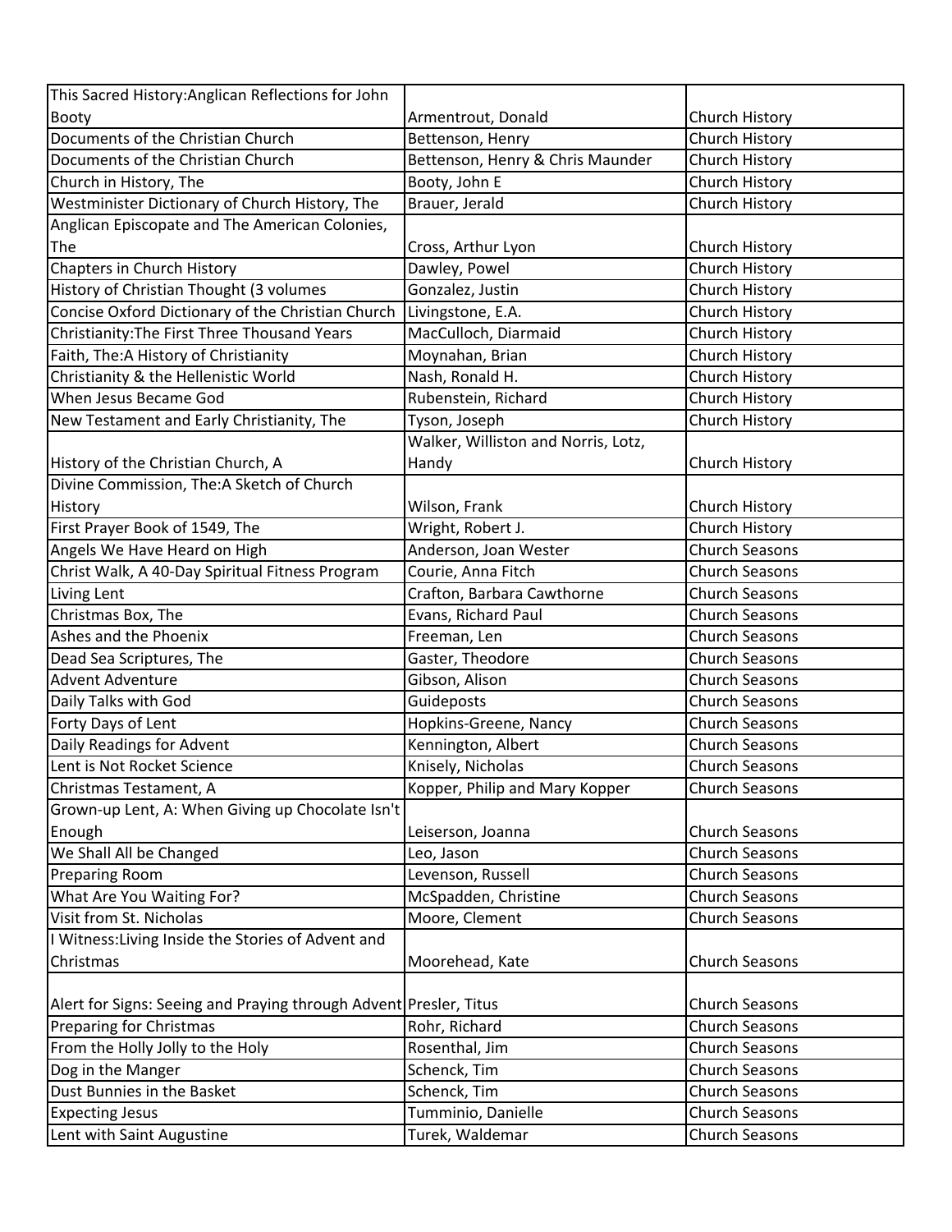| This Sacred History:Anglican Reflections for John Booty | Armentrout, Donald | Church History |
|---|---|---|
| Documents of the Christian Church | Bettenson, Henry | Church History |
| Documents of the Christian Church | Bettenson, Henry & Chris Maunder | Church History |
| Church in History, The | Booty, John E | Church History |
| Westminister Dictionary of Church History, The | Brauer, Jerald | Church History |
| Anglican Episcopate and The American Colonies, The | Cross, Arthur Lyon | Church History |
| Chapters in Church History | Dawley, Powel | Church History |
| History of Christian Thought (3 volumes | Gonzalez, Justin | Church History |
| Concise Oxford Dictionary of the Christian Church | Livingstone, E.A. | Church History |
| Christianity:The First Three Thousand Years | MacCulloch, Diarmaid | Church History |
| Faith, The:A History of Christianity | Moynahan, Brian | Church History |
| Christianity & the Hellenistic World | Nash, Ronald H. | Church History |
| When Jesus Became God | Rubenstein, Richard | Church History |
| New Testament and Early Christianity, The | Tyson, Joseph | Church History |
| History of the Christian Church, A | Walker, Williston and Norris, Lotz, Handy | Church History |
| Divine Commission, The:A Sketch of Church History | Wilson, Frank | Church History |
| First Prayer Book of 1549, The | Wright, Robert J. | Church History |
| Angels We Have Heard on High | Anderson, Joan Wester | Church Seasons |
| Christ Walk, A 40-Day Spiritual Fitness Program | Courie, Anna Fitch | Church Seasons |
| Living Lent | Crafton, Barbara Cawthorne | Church Seasons |
| Christmas Box, The | Evans, Richard Paul | Church Seasons |
| Ashes and the Phoenix | Freeman, Len | Church Seasons |
| Dead Sea Scriptures, The | Gaster, Theodore | Church Seasons |
| Advent Adventure | Gibson, Alison | Church Seasons |
| Daily Talks with God | Guideposts | Church Seasons |
| Forty Days of Lent | Hopkins-Greene, Nancy | Church Seasons |
| Daily Readings for Advent | Kennington, Albert | Church Seasons |
| Lent is Not Rocket Science | Knisely, Nicholas | Church Seasons |
| Christmas Testament, A | Kopper, Philip and Mary Kopper | Church Seasons |
| Grown-up Lent, A: When Giving up Chocolate Isn't Enough | Leiserson, Joanna | Church Seasons |
| We Shall All be Changed | Leo, Jason | Church Seasons |
| Preparing Room | Levenson, Russell | Church Seasons |
| What Are You Waiting For? | McSpadden, Christine | Church Seasons |
| Visit from St. Nicholas | Moore, Clement | Church Seasons |
| I Witness:Living Inside the Stories of Advent and Christmas | Moorehead, Kate | Church Seasons |
| Alert for Signs: Seeing and Praying through Advent | Presler, Titus | Church Seasons |
| Preparing for Christmas | Rohr, Richard | Church Seasons |
| From the Holly Jolly to the Holy | Rosenthal, Jim | Church Seasons |
| Dog in the Manger | Schenck, Tim | Church Seasons |
| Dust Bunnies in the Basket | Schenck, Tim | Church Seasons |
| Expecting Jesus | Tumminio, Danielle | Church Seasons |
| Lent with Saint Augustine | Turek, Waldemar | Church Seasons |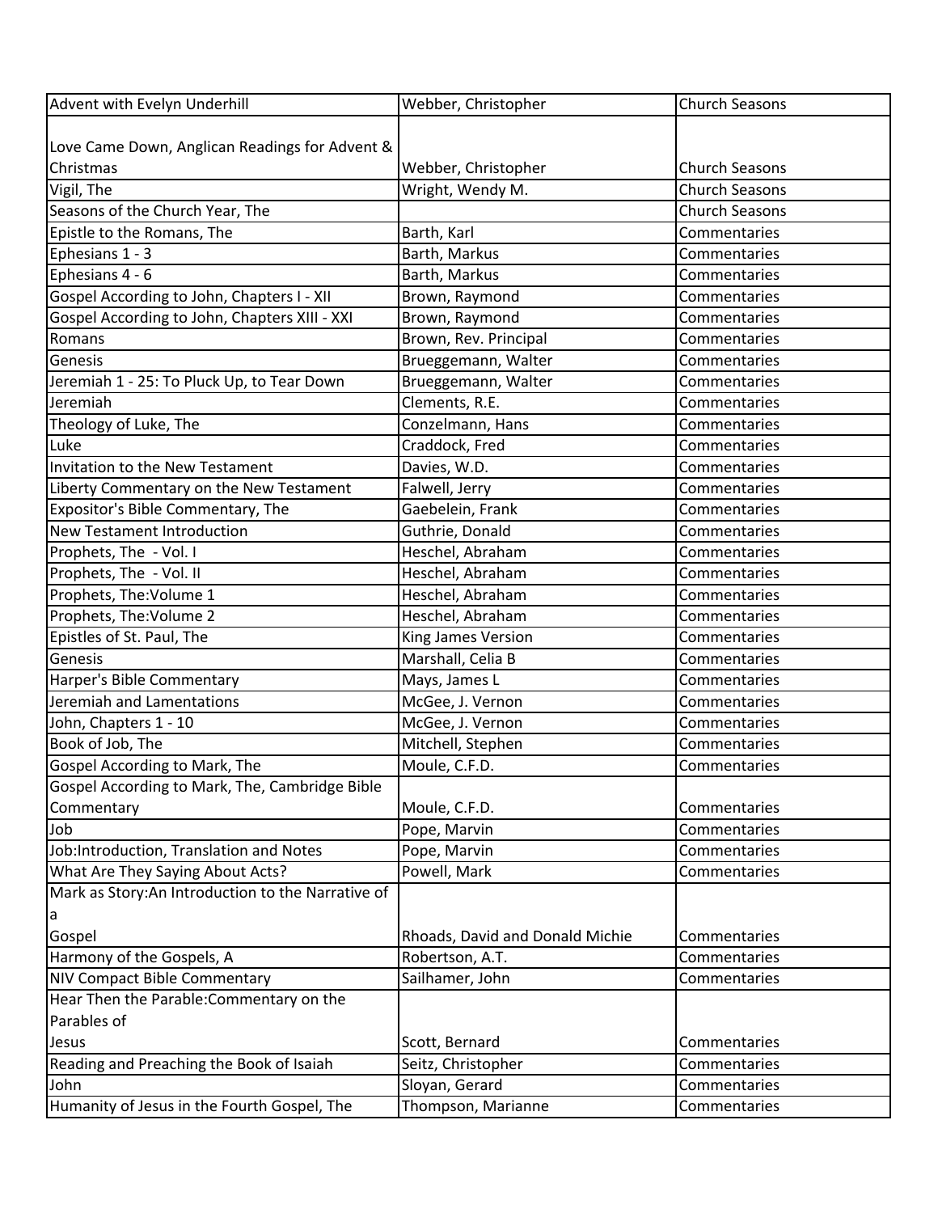| Advent with Evelyn Underhill | Webber, Christopher | Church Seasons |
|---|---|---|
| Love Came Down, Anglican Readings for Advent & Christmas | Webber, Christopher | Church Seasons |
| Vigil, The | Wright, Wendy M. | Church Seasons |
| Seasons of the Church Year, The | | Church Seasons |
| Epistle to the Romans, The | Barth, Karl | Commentaries |
| Ephesians 1 - 3 | Barth, Markus | Commentaries |
| Ephesians 4 - 6 | Barth, Markus | Commentaries |
| Gospel According to John, Chapters I - XII | Brown, Raymond | Commentaries |
| Gospel According to John, Chapters XIII - XXI | Brown, Raymond | Commentaries |
| Romans | Brown, Rev. Principal | Commentaries |
| Genesis | Brueggemann, Walter | Commentaries |
| Jeremiah 1 - 25: To Pluck Up, to Tear Down | Brueggemann, Walter | Commentaries |
| Jeremiah | Clements, R.E. | Commentaries |
| Theology of Luke, The | Conzelmann, Hans | Commentaries |
| Luke | Craddock, Fred | Commentaries |
| Invitation to the New Testament | Davies, W.D. | Commentaries |
| Liberty Commentary on the New Testament | Falwell, Jerry | Commentaries |
| Expositor's Bible Commentary, The | Gaebelein, Frank | Commentaries |
| New Testament Introduction | Guthrie, Donald | Commentaries |
| Prophets, The - Vol. I | Heschel, Abraham | Commentaries |
| Prophets, The - Vol. II | Heschel, Abraham | Commentaries |
| Prophets, The:Volume 1 | Heschel, Abraham | Commentaries |
| Prophets, The:Volume 2 | Heschel, Abraham | Commentaries |
| Epistles of St. Paul, The | King James Version | Commentaries |
| Genesis | Marshall, Celia B | Commentaries |
| Harper's Bible Commentary | Mays, James L | Commentaries |
| Jeremiah and Lamentations | McGee, J. Vernon | Commentaries |
| John, Chapters 1 - 10 | McGee, J. Vernon | Commentaries |
| Book of Job, The | Mitchell, Stephen | Commentaries |
| Gospel According to Mark, The | Moule, C.F.D. | Commentaries |
| Gospel According to Mark, The, Cambridge Bible Commentary | Moule, C.F.D. | Commentaries |
| Job | Pope, Marvin | Commentaries |
| Job:Introduction, Translation and Notes | Pope, Marvin | Commentaries |
| What Are They Saying About Acts? | Powell, Mark | Commentaries |
| Mark as Story:An Introduction to the Narrative of a Gospel | Rhoads, David and Donald Michie | Commentaries |
| Harmony of the Gospels, A | Robertson, A.T. | Commentaries |
| NIV Compact Bible Commentary | Sailhamer, John | Commentaries |
| Hear Then the Parable:Commentary on the Parables of Jesus | Scott, Bernard | Commentaries |
| Reading and Preaching the Book of Isaiah | Seitz, Christopher | Commentaries |
| John | Sloyan, Gerard | Commentaries |
| Humanity of Jesus in the Fourth Gospel, The | Thompson, Marianne | Commentaries |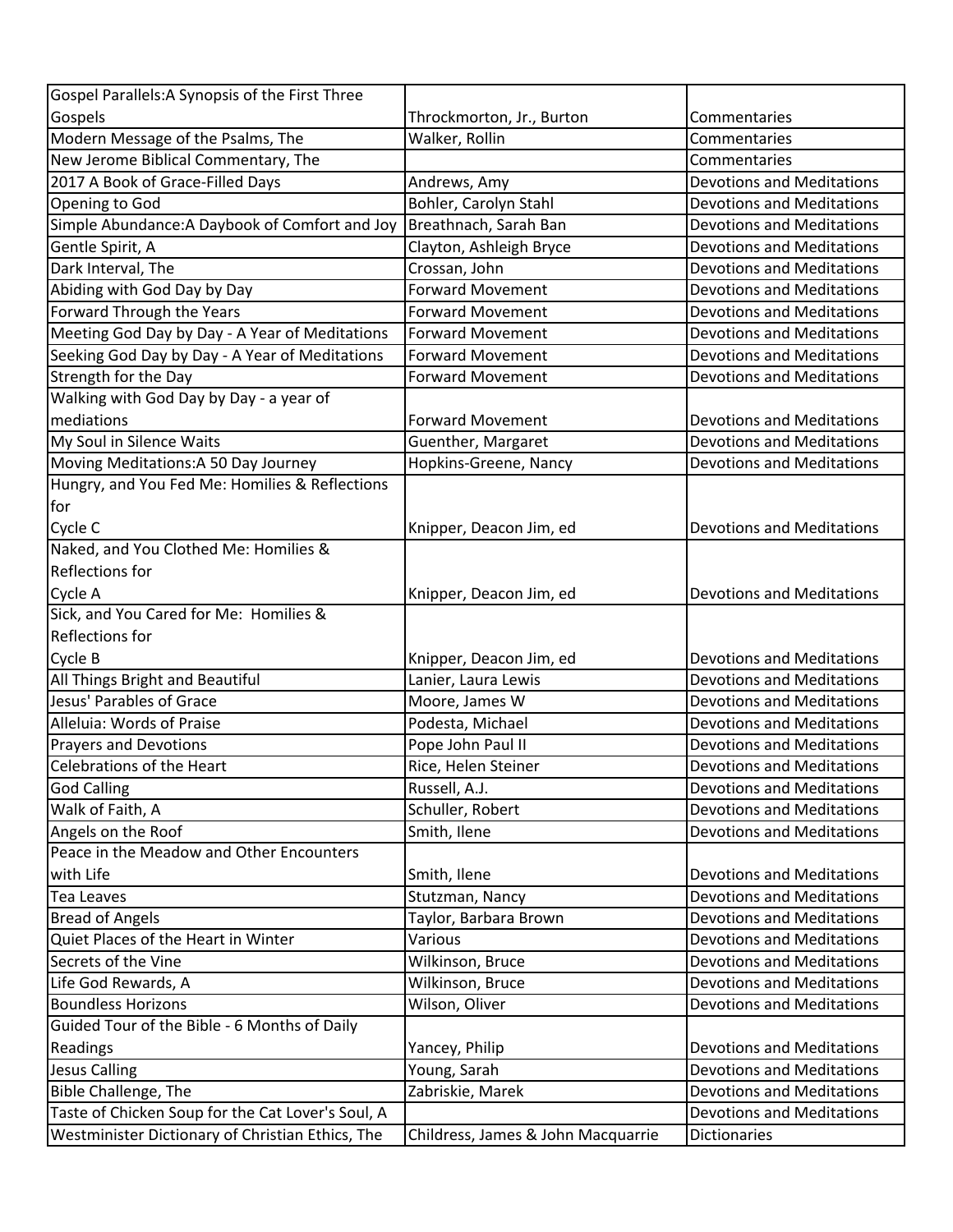| | | |
|---|---|---|
| Gospel Parallels:A Synopsis of the First Three Gospels | Throckmorton, Jr., Burton | Commentaries |
| Modern Message of the Psalms, The | Walker, Rollin | Commentaries |
| New Jerome Biblical Commentary, The | | Commentaries |
| 2017 A Book of Grace-Filled Days | Andrews, Amy | Devotions and Meditations |
| Opening to God | Bohler, Carolyn Stahl | Devotions and Meditations |
| Simple Abundance:A Daybook of Comfort and Joy | Breathnach, Sarah Ban | Devotions and Meditations |
| Gentle Spirit, A | Clayton, Ashleigh Bryce | Devotions and Meditations |
| Dark Interval, The | Crossan, John | Devotions and Meditations |
| Abiding with God Day by Day | Forward Movement | Devotions and Meditations |
| Forward Through the Years | Forward Movement | Devotions and Meditations |
| Meeting God Day by Day - A Year of Meditations | Forward Movement | Devotions and Meditations |
| Seeking God Day by Day - A Year of Meditations | Forward Movement | Devotions and Meditations |
| Strength for the Day | Forward Movement | Devotions and Meditations |
| Walking with God Day by Day - a year of mediations | Forward Movement | Devotions and Meditations |
| My Soul in Silence Waits | Guenther, Margaret | Devotions and Meditations |
| Moving Meditations:A 50 Day Journey | Hopkins-Greene, Nancy | Devotions and Meditations |
| Hungry, and You Fed Me: Homilies & Reflections for Cycle C | Knipper, Deacon Jim, ed | Devotions and Meditations |
| Naked, and You Clothed Me: Homilies & Reflections for Cycle A | Knipper, Deacon Jim, ed | Devotions and Meditations |
| Sick, and You Cared for Me: Homilies & Reflections for Cycle B | Knipper, Deacon Jim, ed | Devotions and Meditations |
| All Things Bright and Beautiful | Lanier, Laura Lewis | Devotions and Meditations |
| Jesus' Parables of Grace | Moore, James W | Devotions and Meditations |
| Alleluia: Words of Praise | Podesta, Michael | Devotions and Meditations |
| Prayers and Devotions | Pope John Paul II | Devotions and Meditations |
| Celebrations of the Heart | Rice, Helen Steiner | Devotions and Meditations |
| God Calling | Russell, A.J. | Devotions and Meditations |
| Walk of Faith, A | Schuller, Robert | Devotions and Meditations |
| Angels on the Roof | Smith, Ilene | Devotions and Meditations |
| Peace in the Meadow and Other Encounters with Life | Smith, Ilene | Devotions and Meditations |
| Tea Leaves | Stutzman, Nancy | Devotions and Meditations |
| Bread of Angels | Taylor, Barbara Brown | Devotions and Meditations |
| Quiet Places of the Heart in Winter | Various | Devotions and Meditations |
| Secrets of the Vine | Wilkinson, Bruce | Devotions and Meditations |
| Life God Rewards, A | Wilkinson, Bruce | Devotions and Meditations |
| Boundless Horizons | Wilson, Oliver | Devotions and Meditations |
| Guided Tour of the Bible - 6 Months of Daily Readings | Yancey, Philip | Devotions and Meditations |
| Jesus Calling | Young, Sarah | Devotions and Meditations |
| Bible Challenge, The | Zabriskie, Marek | Devotions and Meditations |
| Taste of Chicken Soup for the Cat Lover's Soul, A | | Devotions and Meditations |
| Westminister Dictionary of Christian Ethics, The | Childress, James & John Macquarrie | Dictionaries |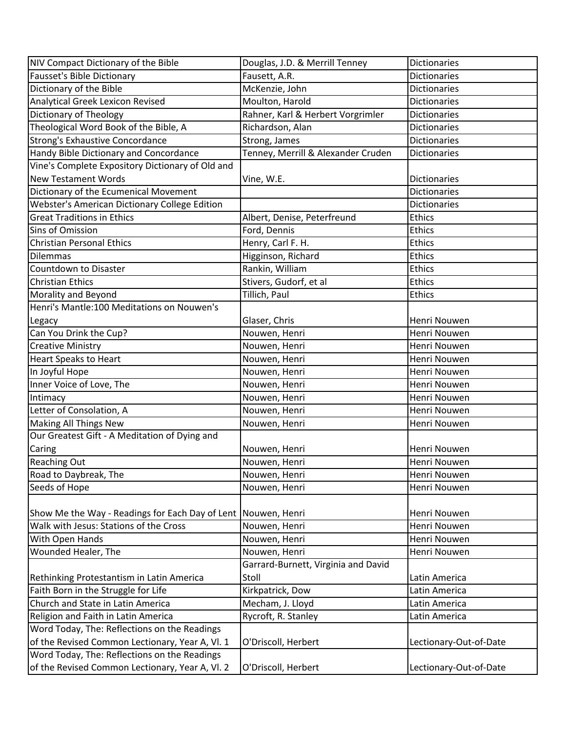| | | |
|---|---|---|
| NIV Compact Dictionary of the Bible | Douglas, J.D. & Merrill Tenney | Dictionaries |
| Fausset's Bible Dictionary | Fausett, A.R. | Dictionaries |
| Dictionary of the Bible | McKenzie, John | Dictionaries |
| Analytical Greek Lexicon Revised | Moulton, Harold | Dictionaries |
| Dictionary of Theology | Rahner, Karl & Herbert Vorgrimler | Dictionaries |
| Theological Word Book of the Bible, A | Richardson, Alan | Dictionaries |
| Strong's Exhaustive Concordance | Strong, James | Dictionaries |
| Handy Bible Dictionary and Concordance | Tenney, Merrill & Alexander Cruden | Dictionaries |
| Vine's Complete Expository Dictionary of Old and New Testament Words | Vine, W.E. | Dictionaries |
| Dictionary of the Ecumenical Movement | | Dictionaries |
| Webster's American Dictionary College Edition | | Dictionaries |
| Great Traditions in Ethics | Albert, Denise, Peterfreund | Ethics |
| Sins of Omission | Ford, Dennis | Ethics |
| Christian Personal Ethics | Henry, Carl F. H. | Ethics |
| Dilemmas | Higginson, Richard | Ethics |
| Countdown to Disaster | Rankin, William | Ethics |
| Christian Ethics | Stivers, Gudorf, et al | Ethics |
| Morality and Beyond | Tillich, Paul | Ethics |
| Henri's Mantle:100 Meditations on Nouwen's Legacy | Glaser, Chris | Henri Nouwen |
| Can You Drink the Cup? | Nouwen, Henri | Henri Nouwen |
| Creative Ministry | Nouwen, Henri | Henri Nouwen |
| Heart Speaks to Heart | Nouwen, Henri | Henri Nouwen |
| In Joyful Hope | Nouwen, Henri | Henri Nouwen |
| Inner Voice of Love, The | Nouwen, Henri | Henri Nouwen |
| Intimacy | Nouwen, Henri | Henri Nouwen |
| Letter of Consolation, A | Nouwen, Henri | Henri Nouwen |
| Making All Things New | Nouwen, Henri | Henri Nouwen |
| Our Greatest Gift - A Meditation of Dying and Caring | Nouwen, Henri | Henri Nouwen |
| Reaching Out | Nouwen, Henri | Henri Nouwen |
| Road to Daybreak, The | Nouwen, Henri | Henri Nouwen |
| Seeds of Hope | Nouwen, Henri | Henri Nouwen |
| Show Me the Way - Readings for Each Day of Lent | Nouwen, Henri | Henri Nouwen |
| Walk with Jesus: Stations of the Cross | Nouwen, Henri | Henri Nouwen |
| With Open Hands | Nouwen, Henri | Henri Nouwen |
| Wounded Healer, The | Nouwen, Henri | Henri Nouwen |
| Rethinking Protestantism in Latin America | Garrard-Burnett, Virginia and David Stoll | Latin America |
| Faith Born in the Struggle for Life | Kirkpatrick, Dow | Latin America |
| Church and State in Latin America | Mecham, J. Lloyd | Latin America |
| Religion and Faith in Latin America | Rycroft, R. Stanley | Latin America |
| Word Today, The: Reflections on the Readings of the Revised Common Lectionary, Year A, Vl. 1 | O'Driscoll, Herbert | Lectionary-Out-of-Date |
| Word Today, The: Reflections on the Readings of the Revised Common Lectionary, Year A, Vl. 2 | O'Driscoll, Herbert | Lectionary-Out-of-Date |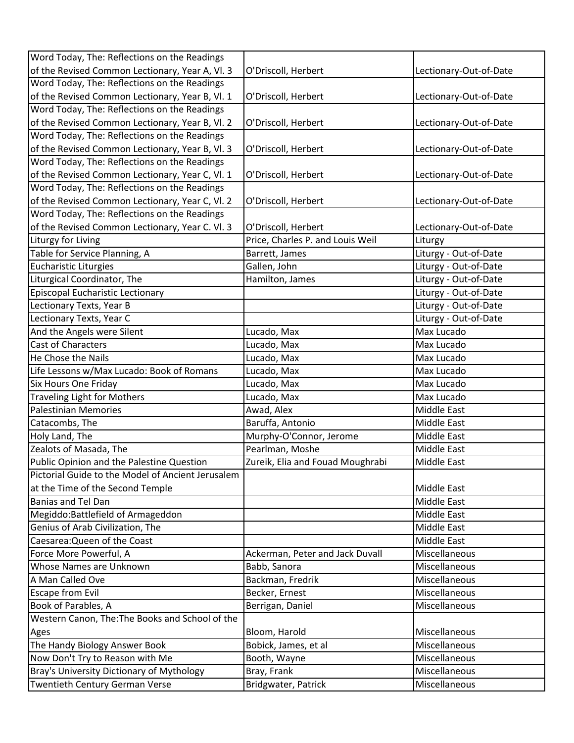| | | |
|---|---|---|
| Word Today, The: Reflections on the Readings of the Revised Common Lectionary, Year A, Vl. 3 | O'Driscoll, Herbert | Lectionary-Out-of-Date |
| Word Today, The: Reflections on the Readings of the Revised Common Lectionary, Year B, Vl. 1 | O'Driscoll, Herbert | Lectionary-Out-of-Date |
| Word Today, The: Reflections on the Readings of the Revised Common Lectionary, Year B, Vl. 2 | O'Driscoll, Herbert | Lectionary-Out-of-Date |
| Word Today, The: Reflections on the Readings of the Revised Common Lectionary, Year B, Vl. 3 | O'Driscoll, Herbert | Lectionary-Out-of-Date |
| Word Today, The: Reflections on the Readings of the Revised Common Lectionary, Year C, Vl. 1 | O'Driscoll, Herbert | Lectionary-Out-of-Date |
| Word Today, The: Reflections on the Readings of the Revised Common Lectionary, Year C, Vl. 2 | O'Driscoll, Herbert | Lectionary-Out-of-Date |
| Word Today, The: Reflections on the Readings of the Revised Common Lectionary, Year C. Vl. 3 | O'Driscoll, Herbert | Lectionary-Out-of-Date |
| Liturgy for Living | Price, Charles P. and Louis Weil | Liturgy |
| Table for Service Planning, A | Barrett, James | Liturgy - Out-of-Date |
| Eucharistic Liturgies | Gallen, John | Liturgy - Out-of-Date |
| Liturgical Coordinator, The | Hamilton, James | Liturgy - Out-of-Date |
| Episcopal Eucharistic Lectionary | | Liturgy - Out-of-Date |
| Lectionary Texts, Year B | | Liturgy - Out-of-Date |
| Lectionary Texts, Year C | | Liturgy - Out-of-Date |
| And the Angels were Silent | Lucado, Max | Max Lucado |
| Cast of Characters | Lucado, Max | Max Lucado |
| He Chose the Nails | Lucado, Max | Max Lucado |
| Life Lessons w/Max Lucado: Book of Romans | Lucado, Max | Max Lucado |
| Six Hours One Friday | Lucado, Max | Max Lucado |
| Traveling Light for Mothers | Lucado, Max | Max Lucado |
| Palestinian Memories | Awad, Alex | Middle East |
| Catacombs, The | Baruffa, Antonio | Middle East |
| Holy Land, The | Murphy-O'Connor, Jerome | Middle East |
| Zealots of Masada, The | Pearlman, Moshe | Middle East |
| Public Opinion and the Palestine Question | Zureik, Elia and Fouad Moughrabi | Middle East |
| Pictorial Guide to the Model of Ancient Jerusalem at the Time of the Second Temple | | Middle East |
| Banias and Tel Dan | | Middle East |
| Megiddo:Battlefield of Armageddon | | Middle East |
| Genius of Arab Civilization, The | | Middle East |
| Caesarea:Queen of the Coast | | Middle East |
| Force More Powerful, A | Ackerman, Peter and Jack Duvall | Miscellaneous |
| Whose Names are Unknown | Babb, Sanora | Miscellaneous |
| A Man Called Ove | Backman, Fredrik | Miscellaneous |
| Escape from Evil | Becker, Ernest | Miscellaneous |
| Book of Parables, A | Berrigan, Daniel | Miscellaneous |
| Western Canon, The:The Books and School of the Ages | Bloom, Harold | Miscellaneous |
| The Handy Biology Answer Book | Bobick, James, et al | Miscellaneous |
| Now Don't Try to Reason with Me | Booth, Wayne | Miscellaneous |
| Bray's University Dictionary of Mythology | Bray, Frank | Miscellaneous |
| Twentieth Century German Verse | Bridgwater, Patrick | Miscellaneous |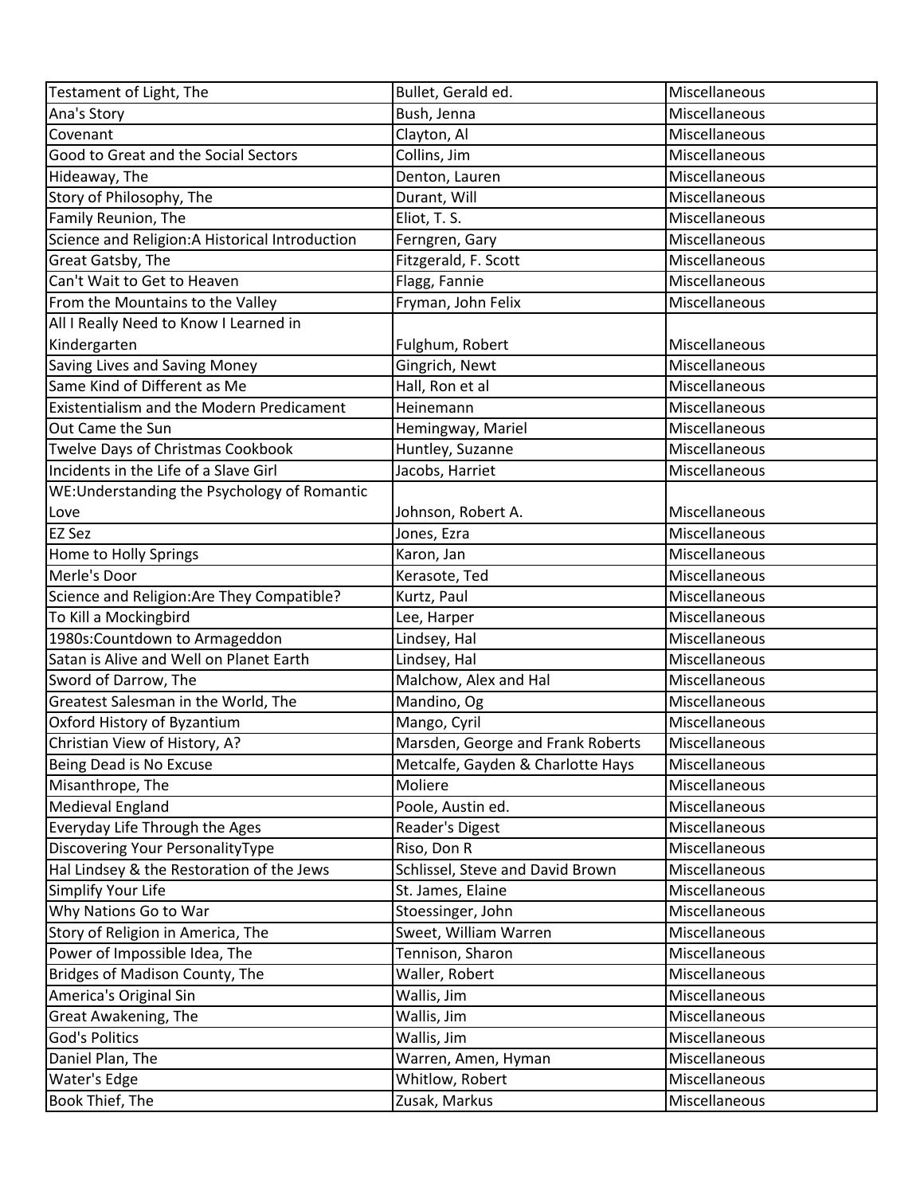| Testament of Light, The | Bullet, Gerald ed. | Miscellaneous |
|---|---|---|
| Ana's Story | Bush, Jenna | Miscellaneous |
| Covenant | Clayton, Al | Miscellaneous |
| Good to Great and the Social Sectors | Collins, Jim | Miscellaneous |
| Hideaway, The | Denton, Lauren | Miscellaneous |
| Story of Philosophy, The | Durant, Will | Miscellaneous |
| Family Reunion, The | Eliot, T. S. | Miscellaneous |
| Science and Religion:A Historical Introduction | Ferngren, Gary | Miscellaneous |
| Great Gatsby, The | Fitzgerald, F. Scott | Miscellaneous |
| Can't Wait to Get to Heaven | Flagg, Fannie | Miscellaneous |
| From the Mountains to the Valley | Fryman, John Felix | Miscellaneous |
| All I Really Need to Know I Learned in Kindergarten | Fulghum, Robert | Miscellaneous |
| Saving Lives and Saving Money | Gingrich, Newt | Miscellaneous |
| Same Kind of Different as Me | Hall, Ron et al | Miscellaneous |
| Existentialism and the Modern Predicament | Heinemann | Miscellaneous |
| Out Came the Sun | Hemingway, Mariel | Miscellaneous |
| Twelve Days of Christmas Cookbook | Huntley, Suzanne | Miscellaneous |
| Incidents in the Life of a Slave Girl | Jacobs, Harriet | Miscellaneous |
| WE:Understanding the Psychology of Romantic Love | Johnson, Robert A. | Miscellaneous |
| EZ Sez | Jones, Ezra | Miscellaneous |
| Home to Holly Springs | Karon, Jan | Miscellaneous |
| Merle's Door | Kerasote, Ted | Miscellaneous |
| Science and Religion:Are They Compatible? | Kurtz, Paul | Miscellaneous |
| To Kill a Mockingbird | Lee, Harper | Miscellaneous |
| 1980s:Countdown to Armageddon | Lindsey, Hal | Miscellaneous |
| Satan is Alive and Well on Planet Earth | Lindsey, Hal | Miscellaneous |
| Sword of Darrow, The | Malchow, Alex and Hal | Miscellaneous |
| Greatest Salesman in the World, The | Mandino, Og | Miscellaneous |
| Oxford History of Byzantium | Mango, Cyril | Miscellaneous |
| Christian View of History, A? | Marsden, George and Frank Roberts | Miscellaneous |
| Being Dead is No Excuse | Metcalfe, Gayden & Charlotte Hays | Miscellaneous |
| Misanthrope, The | Moliere | Miscellaneous |
| Medieval England | Poole, Austin ed. | Miscellaneous |
| Everyday Life Through the Ages | Reader's Digest | Miscellaneous |
| Discovering Your PersonalityType | Riso, Don R | Miscellaneous |
| Hal Lindsey & the Restoration of the Jews | Schlissel, Steve and David Brown | Miscellaneous |
| Simplify Your Life | St. James, Elaine | Miscellaneous |
| Why Nations Go to War | Stoessinger, John | Miscellaneous |
| Story of Religion in America, The | Sweet, William Warren | Miscellaneous |
| Power of Impossible Idea, The | Tennison, Sharon | Miscellaneous |
| Bridges of Madison County, The | Waller, Robert | Miscellaneous |
| America's Original Sin | Wallis, Jim | Miscellaneous |
| Great Awakening, The | Wallis, Jim | Miscellaneous |
| God's Politics | Wallis, Jim | Miscellaneous |
| Daniel Plan, The | Warren, Amen, Hyman | Miscellaneous |
| Water's Edge | Whitlow, Robert | Miscellaneous |
| Book Thief, The | Zusak, Markus | Miscellaneous |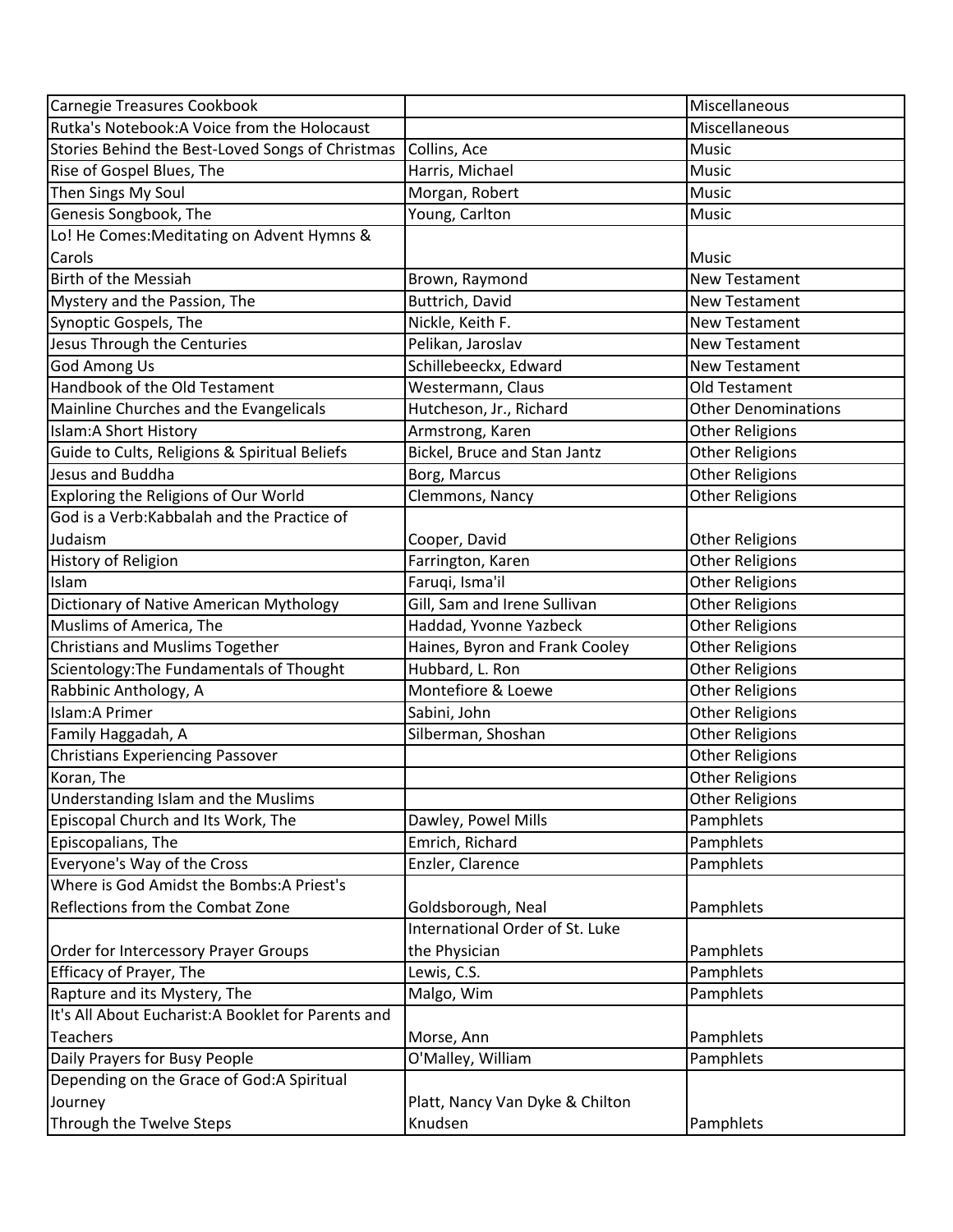| Carnegie Treasures Cookbook | | Miscellaneous |
|---|---|---|
| Rutka's Notebook:A Voice from the Holocaust | | Miscellaneous |
| Stories Behind the Best-Loved Songs of Christmas | Collins, Ace | Music |
| Rise of Gospel Blues, The | Harris, Michael | Music |
| Then Sings My Soul | Morgan, Robert | Music |
| Genesis Songbook, The | Young, Carlton | Music |
| Lo! He Comes:Meditating on Advent Hymns & Carols | | Music |
| Birth of the Messiah | Brown, Raymond | New Testament |
| Mystery and the Passion, The | Buttrich, David | New Testament |
| Synoptic Gospels, The | Nickle, Keith F. | New Testament |
| Jesus Through the Centuries | Pelikan, Jaroslav | New Testament |
| God Among Us | Schillebeeckx, Edward | New Testament |
| Handbook of the Old Testament | Westermann, Claus | Old Testament |
| Mainline Churches and the Evangelicals | Hutcheson, Jr., Richard | Other Denominations |
| Islam:A Short History | Armstrong, Karen | Other Religions |
| Guide to Cults, Religions & Spiritual Beliefs | Bickel, Bruce and Stan Jantz | Other Religions |
| Jesus and Buddha | Borg, Marcus | Other Religions |
| Exploring the Religions of Our World | Clemmons, Nancy | Other Religions |
| God is a Verb:Kabbalah and the Practice of Judaism | Cooper, David | Other Religions |
| History of Religion | Farrington, Karen | Other Religions |
| Islam | Faruqi, Isma'il | Other Religions |
| Dictionary of Native American Mythology | Gill, Sam and Irene Sullivan | Other Religions |
| Muslims of America, The | Haddad, Yvonne Yazbeck | Other Religions |
| Christians and Muslims Together | Haines, Byron and Frank Cooley | Other Religions |
| Scientology:The Fundamentals of Thought | Hubbard, L. Ron | Other Religions |
| Rabbinic Anthology, A | Montefiore & Loewe | Other Religions |
| Islam:A Primer | Sabini, John | Other Religions |
| Family Haggadah, A | Silberman, Shoshan | Other Religions |
| Christians Experiencing Passover | | Other Religions |
| Koran, The | | Other Religions |
| Understanding Islam and the Muslims | | Other Religions |
| Episcopal Church and Its Work, The | Dawley, Powel Mills | Pamphlets |
| Episcopalians, The | Emrich, Richard | Pamphlets |
| Everyone's Way of the Cross | Enzler, Clarence | Pamphlets |
| Where is God Amidst the Bombs:A Priest's Reflections from the Combat Zone | Goldsborough, Neal | Pamphlets |
| Order for Intercessory Prayer Groups | International Order of St. Luke the Physician | Pamphlets |
| Efficacy of Prayer, The | Lewis, C.S. | Pamphlets |
| Rapture and its Mystery, The | Malgo, Wim | Pamphlets |
| It's All About Eucharist:A Booklet for Parents and Teachers | Morse, Ann | Pamphlets |
| Daily Prayers for Busy People | O'Malley, William | Pamphlets |
| Depending on the Grace of God:A Spiritual Journey Through the Twelve Steps | Platt, Nancy Van Dyke & Chilton Knudsen | Pamphlets |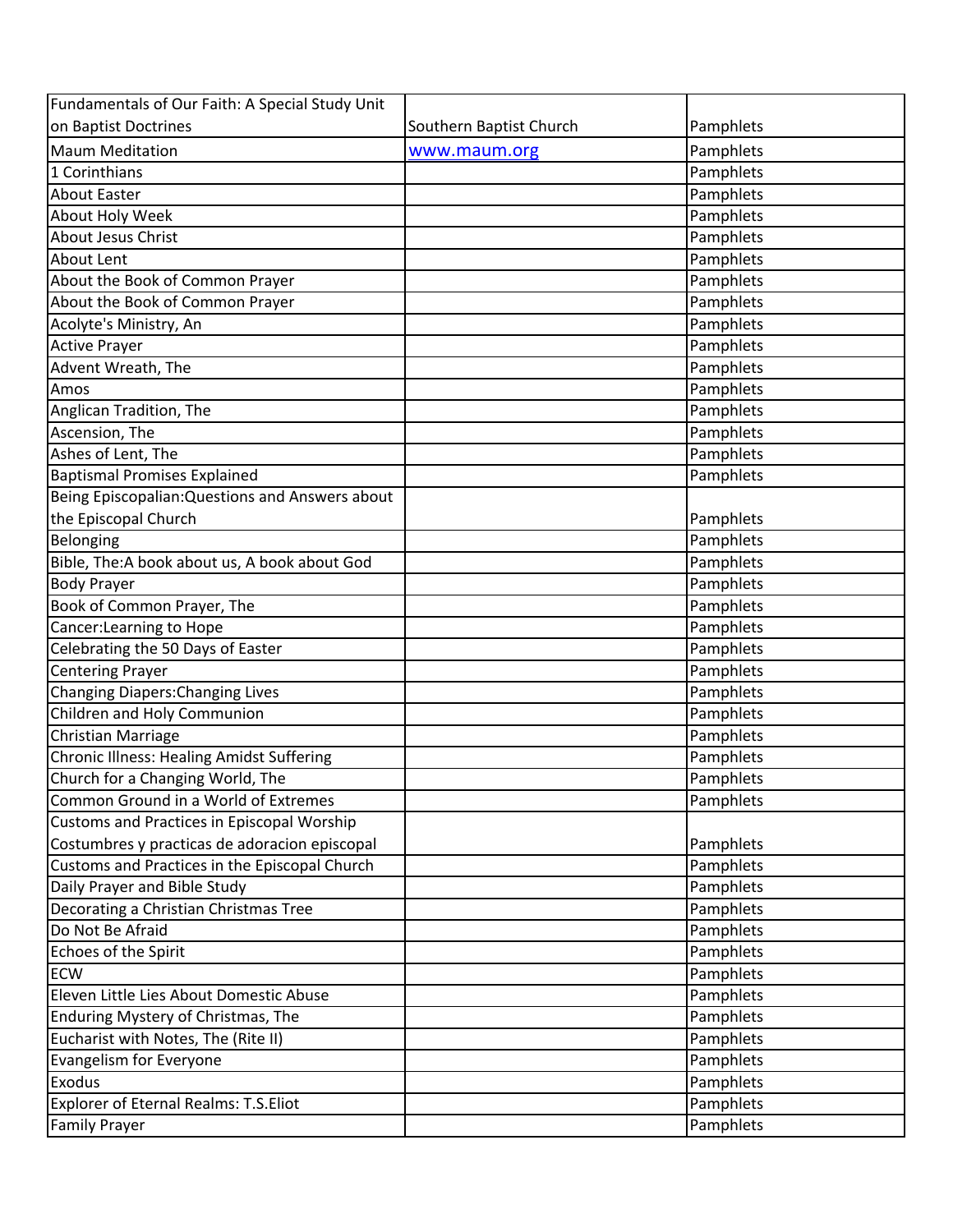| | | |
|---|---|---|
| Fundamentals of Our Faith: A Special Study Unit on Baptist Doctrines | Southern Baptist Church | Pamphlets |
| Maum Meditation | www.maum.org | Pamphlets |
| 1 Corinthians | | Pamphlets |
| About Easter | | Pamphlets |
| About Holy Week | | Pamphlets |
| About Jesus Christ | | Pamphlets |
| About Lent | | Pamphlets |
| About the Book of Common Prayer | | Pamphlets |
| About the Book of Common Prayer | | Pamphlets |
| Acolyte's Ministry, An | | Pamphlets |
| Active Prayer | | Pamphlets |
| Advent Wreath, The | | Pamphlets |
| Amos | | Pamphlets |
| Anglican Tradition, The | | Pamphlets |
| Ascension, The | | Pamphlets |
| Ashes of Lent, The | | Pamphlets |
| Baptismal Promises Explained | | Pamphlets |
| Being Episcopalian:Questions and Answers about the Episcopal Church | | Pamphlets |
| Belonging | | Pamphlets |
| Bible, The:A book about us, A book about God | | Pamphlets |
| Body Prayer | | Pamphlets |
| Book of Common Prayer, The | | Pamphlets |
| Cancer:Learning to Hope | | Pamphlets |
| Celebrating the 50 Days of Easter | | Pamphlets |
| Centering Prayer | | Pamphlets |
| Changing Diapers:Changing Lives | | Pamphlets |
| Children and Holy Communion | | Pamphlets |
| Christian Marriage | | Pamphlets |
| Chronic Illness: Healing Amidst Suffering | | Pamphlets |
| Church for a Changing World, The | | Pamphlets |
| Common Ground in a World of Extremes | | Pamphlets |
| Customs and Practices in Episcopal Worship Costumbres y practicas de adoracion episcopal | | Pamphlets |
| Customs and Practices in the Episcopal Church | | Pamphlets |
| Daily Prayer and Bible Study | | Pamphlets |
| Decorating a Christian Christmas Tree | | Pamphlets |
| Do Not Be Afraid | | Pamphlets |
| Echoes of the Spirit | | Pamphlets |
| ECW | | Pamphlets |
| Eleven Little Lies About Domestic Abuse | | Pamphlets |
| Enduring Mystery of Christmas, The | | Pamphlets |
| Eucharist with Notes, The (Rite II) | | Pamphlets |
| Evangelism for Everyone | | Pamphlets |
| Exodus | | Pamphlets |
| Explorer of Eternal Realms: T.S.Eliot | | Pamphlets |
| Family Prayer | | Pamphlets |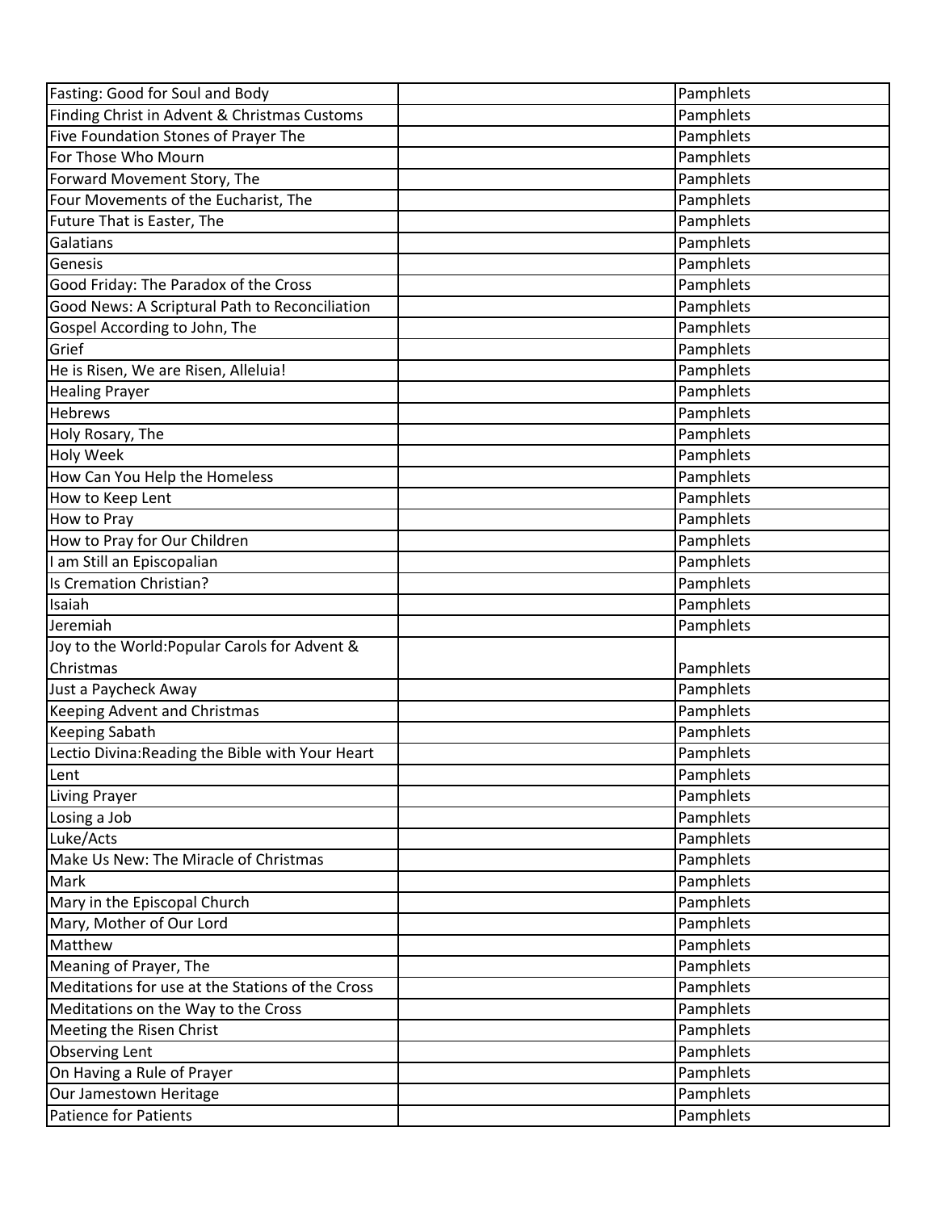| | | |
|---|---|---|
| Fasting: Good for Soul and Body | | Pamphlets |
| Finding Christ in Advent & Christmas Customs | | Pamphlets |
| Five Foundation Stones of Prayer The | | Pamphlets |
| For Those Who Mourn | | Pamphlets |
| Forward Movement Story, The | | Pamphlets |
| Four Movements of the Eucharist, The | | Pamphlets |
| Future That is Easter, The | | Pamphlets |
| Galatians | | Pamphlets |
| Genesis | | Pamphlets |
| Good Friday: The Paradox of the Cross | | Pamphlets |
| Good News: A Scriptural Path to Reconciliation | | Pamphlets |
| Gospel According to John, The | | Pamphlets |
| Grief | | Pamphlets |
| He is Risen, We are Risen, Alleluia! | | Pamphlets |
| Healing Prayer | | Pamphlets |
| Hebrews | | Pamphlets |
| Holy Rosary, The | | Pamphlets |
| Holy Week | | Pamphlets |
| How Can You Help the Homeless | | Pamphlets |
| How to Keep Lent | | Pamphlets |
| How to Pray | | Pamphlets |
| How to Pray for Our Children | | Pamphlets |
| I am Still an Episcopalian | | Pamphlets |
| Is Cremation Christian? | | Pamphlets |
| Isaiah | | Pamphlets |
| Jeremiah | | Pamphlets |
| Joy to the World:Popular Carols for Advent & Christmas | | Pamphlets |
| Just a Paycheck Away | | Pamphlets |
| Keeping Advent and Christmas | | Pamphlets |
| Keeping Sabath | | Pamphlets |
| Lectio Divina:Reading the Bible with Your Heart | | Pamphlets |
| Lent | | Pamphlets |
| Living Prayer | | Pamphlets |
| Losing a Job | | Pamphlets |
| Luke/Acts | | Pamphlets |
| Make Us New: The Miracle of Christmas | | Pamphlets |
| Mark | | Pamphlets |
| Mary in the Episcopal Church | | Pamphlets |
| Mary, Mother of Our Lord | | Pamphlets |
| Matthew | | Pamphlets |
| Meaning of Prayer, The | | Pamphlets |
| Meditations for use at the Stations of the Cross | | Pamphlets |
| Meditations on the Way to the Cross | | Pamphlets |
| Meeting the Risen Christ | | Pamphlets |
| Observing Lent | | Pamphlets |
| On Having a Rule of Prayer | | Pamphlets |
| Our Jamestown Heritage | | Pamphlets |
| Patience for Patients | | Pamphlets |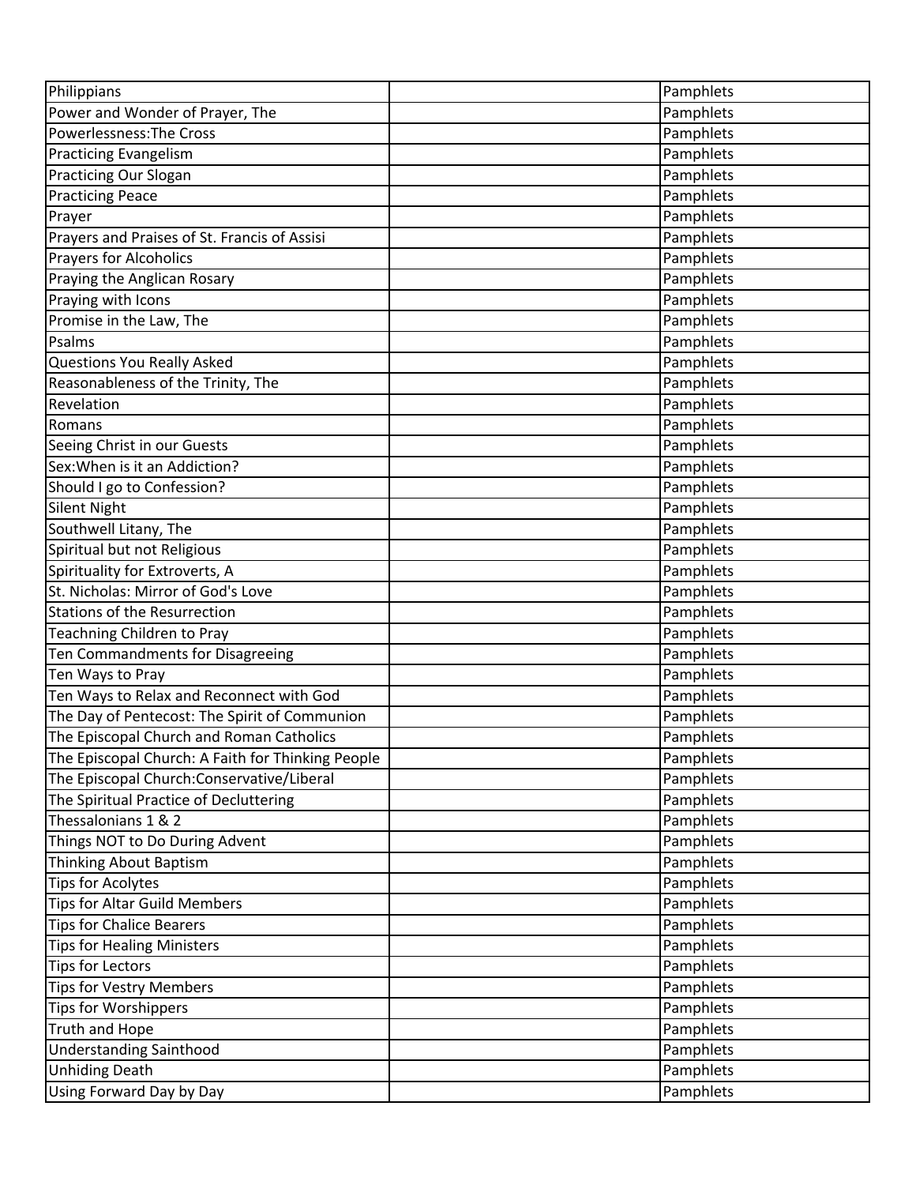| | | |
|---|---|---|
| Philippians | | Pamphlets |
| Power and Wonder of Prayer, The | | Pamphlets |
| Powerlessness:The Cross | | Pamphlets |
| Practicing Evangelism | | Pamphlets |
| Practicing Our Slogan | | Pamphlets |
| Practicing Peace | | Pamphlets |
| Prayer | | Pamphlets |
| Prayers and Praises of St. Francis of Assisi | | Pamphlets |
| Prayers for Alcoholics | | Pamphlets |
| Praying the Anglican Rosary | | Pamphlets |
| Praying with Icons | | Pamphlets |
| Promise in the Law, The | | Pamphlets |
| Psalms | | Pamphlets |
| Questions You Really Asked | | Pamphlets |
| Reasonableness of the Trinity, The | | Pamphlets |
| Revelation | | Pamphlets |
| Romans | | Pamphlets |
| Seeing Christ in our Guests | | Pamphlets |
| Sex:When is it an Addiction? | | Pamphlets |
| Should I go to Confession? | | Pamphlets |
| Silent Night | | Pamphlets |
| Southwell Litany, The | | Pamphlets |
| Spiritual but not Religious | | Pamphlets |
| Spirituality for Extroverts, A | | Pamphlets |
| St. Nicholas: Mirror of God's Love | | Pamphlets |
| Stations of the Resurrection | | Pamphlets |
| Teachning Children to Pray | | Pamphlets |
| Ten Commandments for Disagreeing | | Pamphlets |
| Ten Ways to Pray | | Pamphlets |
| Ten Ways to Relax and Reconnect with God | | Pamphlets |
| The Day of Pentecost: The Spirit of Communion | | Pamphlets |
| The Episcopal Church and Roman Catholics | | Pamphlets |
| The Episcopal Church: A Faith for Thinking People | | Pamphlets |
| The Episcopal Church:Conservative/Liberal | | Pamphlets |
| The Spiritual Practice of Decluttering | | Pamphlets |
| Thessalonians 1 & 2 | | Pamphlets |
| Things NOT to Do During Advent | | Pamphlets |
| Thinking About Baptism | | Pamphlets |
| Tips for Acolytes | | Pamphlets |
| Tips for Altar Guild Members | | Pamphlets |
| Tips for Chalice Bearers | | Pamphlets |
| Tips for Healing Ministers | | Pamphlets |
| Tips for Lectors | | Pamphlets |
| Tips for Vestry Members | | Pamphlets |
| Tips for Worshippers | | Pamphlets |
| Truth and Hope | | Pamphlets |
| Understanding Sainthood | | Pamphlets |
| Unhiding Death | | Pamphlets |
| Using Forward Day by Day | | Pamphlets |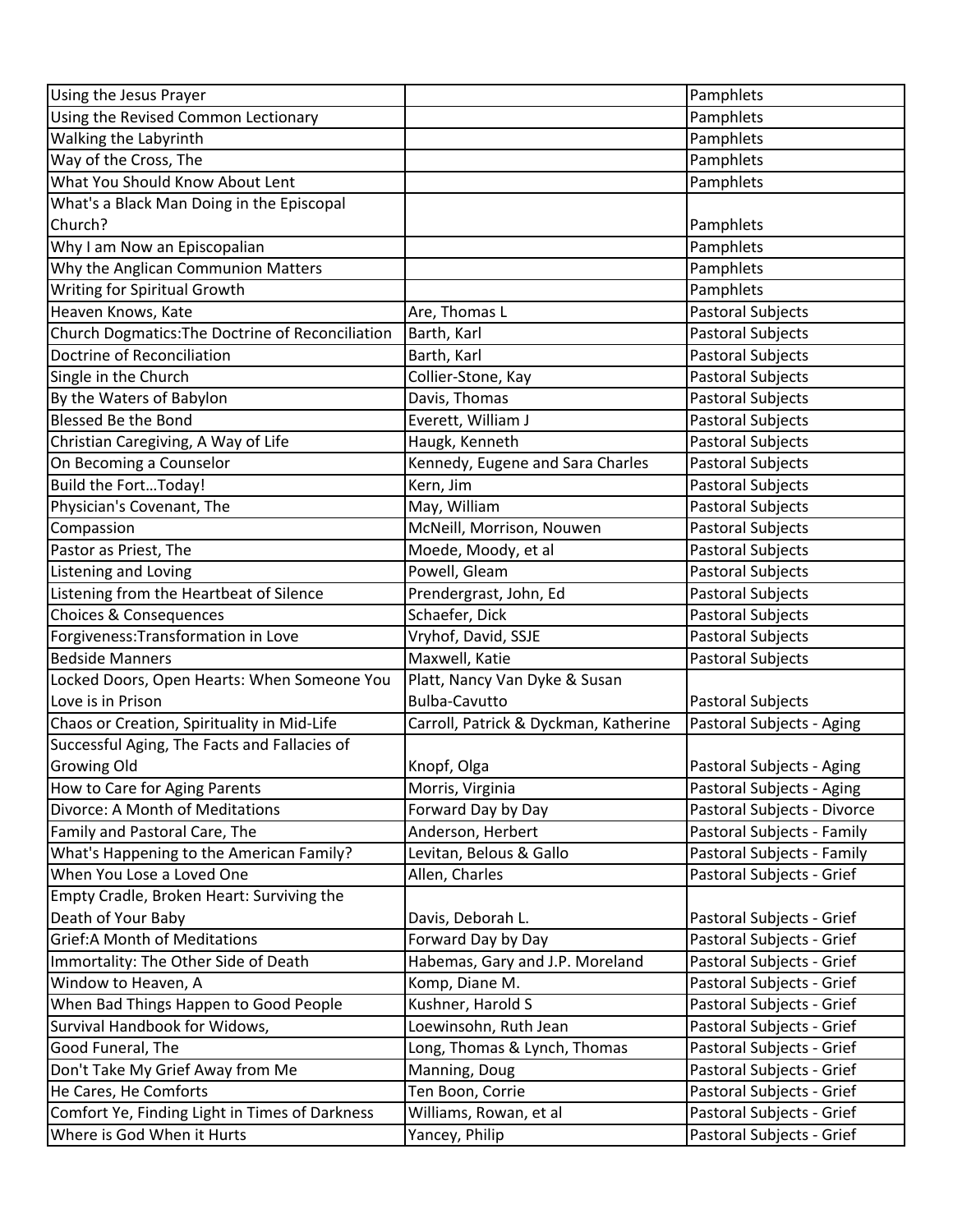| Using the Jesus Prayer | | Pamphlets |
|---|---|---|
| Using the Revised Common Lectionary | | Pamphlets |
| Walking the Labyrinth | | Pamphlets |
| Way of the Cross, The | | Pamphlets |
| What You Should Know About Lent | | Pamphlets |
| What's a Black Man Doing in the Episcopal Church? | | Pamphlets |
| Why I am Now an Episcopalian | | Pamphlets |
| Why the Anglican Communion Matters | | Pamphlets |
| Writing for Spiritual Growth | | Pamphlets |
| Heaven Knows, Kate | Are, Thomas L | Pastoral Subjects |
| Church Dogmatics:The Doctrine of Reconciliation | Barth, Karl | Pastoral Subjects |
| Doctrine of Reconciliation | Barth, Karl | Pastoral Subjects |
| Single in the Church | Collier-Stone, Kay | Pastoral Subjects |
| By the Waters of Babylon | Davis, Thomas | Pastoral Subjects |
| Blessed Be the Bond | Everett, William J | Pastoral Subjects |
| Christian Caregiving, A Way of Life | Haugk, Kenneth | Pastoral Subjects |
| On Becoming a Counselor | Kennedy, Eugene and Sara Charles | Pastoral Subjects |
| Build the Fort…Today! | Kern, Jim | Pastoral Subjects |
| Physician's Covenant, The | May, William | Pastoral Subjects |
| Compassion | McNeill, Morrison, Nouwen | Pastoral Subjects |
| Pastor as Priest, The | Moede, Moody, et al | Pastoral Subjects |
| Listening and Loving | Powell, Gleam | Pastoral Subjects |
| Listening from the Heartbeat of Silence | Prendergrast, John, Ed | Pastoral Subjects |
| Choices & Consequences | Schaefer, Dick | Pastoral Subjects |
| Forgiveness:Transformation in Love | Vryhof, David, SSJE | Pastoral Subjects |
| Bedside Manners | Maxwell, Katie | Pastoral Subjects |
| Locked Doors, Open Hearts: When Someone You Love is in Prison | Platt, Nancy Van Dyke & Susan Bulba-Cavutto | Pastoral Subjects |
| Chaos or Creation, Spirituality in Mid-Life | Carroll, Patrick & Dyckman, Katherine | Pastoral Subjects - Aging |
| Successful Aging, The Facts and Fallacies of Growing Old | Knopf, Olga | Pastoral Subjects - Aging |
| How to Care for Aging Parents | Morris, Virginia | Pastoral Subjects - Aging |
| Divorce: A Month of Meditations | Forward Day by Day | Pastoral Subjects - Divorce |
| Family and Pastoral Care, The | Anderson, Herbert | Pastoral Subjects - Family |
| What's Happening to the American Family? | Levitan, Belous & Gallo | Pastoral Subjects - Family |
| When You Lose a Loved One | Allen, Charles | Pastoral Subjects - Grief |
| Empty Cradle, Broken Heart: Surviving the Death of Your Baby | Davis, Deborah L. | Pastoral Subjects - Grief |
| Grief:A Month of Meditations | Forward Day by Day | Pastoral Subjects - Grief |
| Immortality: The Other Side of Death | Habemas, Gary and J.P. Moreland | Pastoral Subjects - Grief |
| Window to Heaven, A | Komp, Diane M. | Pastoral Subjects - Grief |
| When Bad Things Happen to Good People | Kushner, Harold S | Pastoral Subjects - Grief |
| Survival Handbook for Widows, | Loewinsohn, Ruth Jean | Pastoral Subjects - Grief |
| Good Funeral, The | Long, Thomas & Lynch, Thomas | Pastoral Subjects - Grief |
| Don't Take My Grief Away from Me | Manning, Doug | Pastoral Subjects - Grief |
| He Cares, He Comforts | Ten Boon, Corrie | Pastoral Subjects - Grief |
| Comfort Ye, Finding Light in Times of Darkness | Williams, Rowan, et al | Pastoral Subjects - Grief |
| Where is God When it Hurts | Yancey, Philip | Pastoral Subjects - Grief |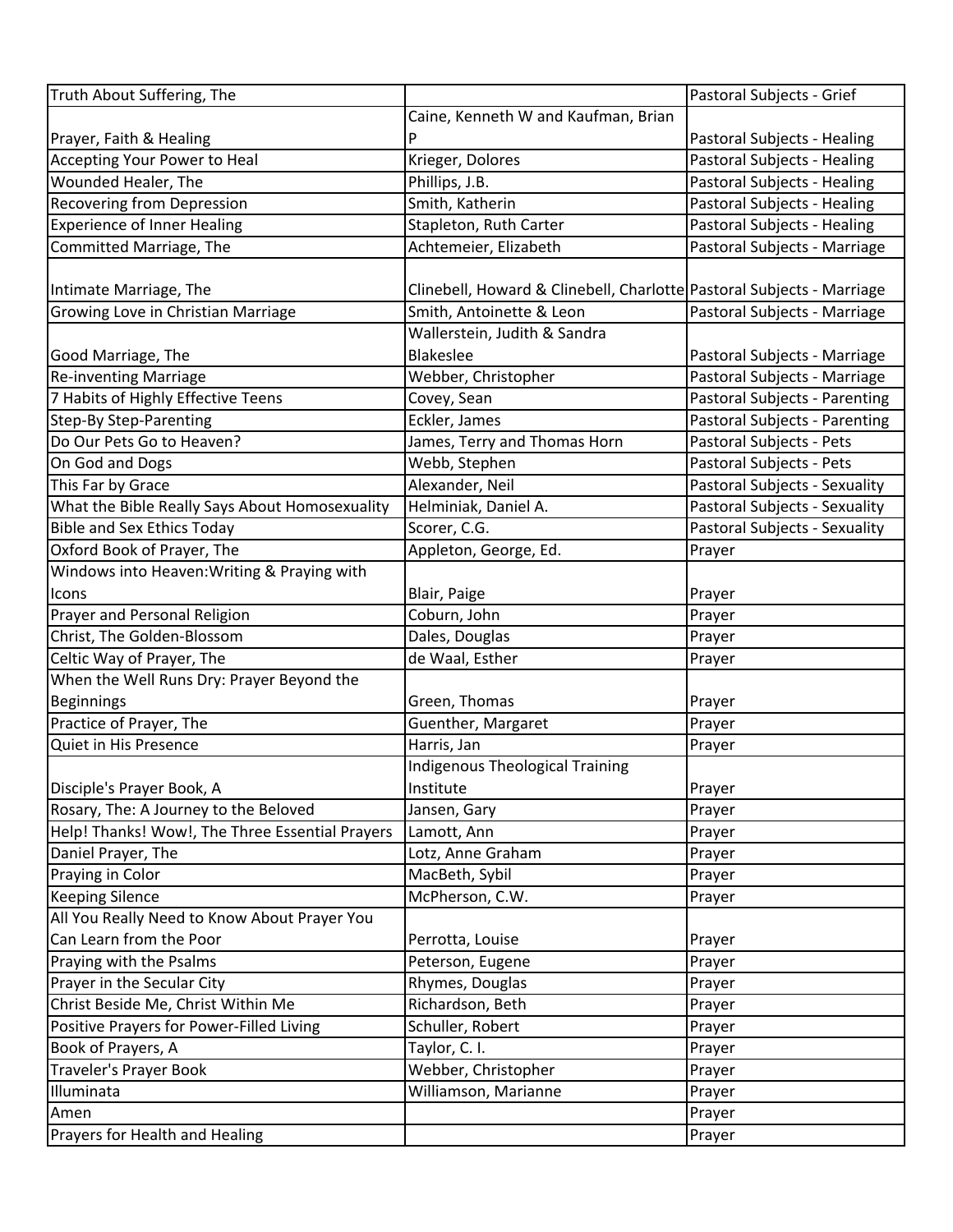| Truth About Suffering, The | | Pastoral Subjects - Grief |
|---|---|---|
| Prayer, Faith & Healing | Caine, Kenneth W and Kaufman, Brian P | Pastoral Subjects - Healing |
| Accepting Your Power to Heal | Krieger, Dolores | Pastoral Subjects - Healing |
| Wounded Healer, The | Phillips, J.B. | Pastoral Subjects - Healing |
| Recovering from Depression | Smith, Katherin | Pastoral Subjects - Healing |
| Experience of Inner Healing | Stapleton, Ruth Carter | Pastoral Subjects - Healing |
| Committed Marriage, The | Achtemeier, Elizabeth | Pastoral Subjects - Marriage |
| Intimate Marriage, The | Clinebell, Howard & Clinebell, Charlotte | Pastoral Subjects - Marriage |
| Growing Love in Christian Marriage | Smith, Antoinette & Leon | Pastoral Subjects - Marriage |
| Good Marriage, The | Wallerstein, Judith & Sandra Blakeslee | Pastoral Subjects - Marriage |
| Re-inventing Marriage | Webber, Christopher | Pastoral Subjects - Marriage |
| 7 Habits of Highly Effective Teens | Covey, Sean | Pastoral Subjects - Parenting |
| Step-By Step-Parenting | Eckler, James | Pastoral Subjects - Parenting |
| Do Our Pets Go to Heaven? | James, Terry and Thomas Horn | Pastoral Subjects - Pets |
| On God and Dogs | Webb, Stephen | Pastoral Subjects - Pets |
| This Far by Grace | Alexander, Neil | Pastoral Subjects - Sexuality |
| What the Bible Really Says About Homosexuality | Helminiak, Daniel A. | Pastoral Subjects - Sexuality |
| Bible and Sex Ethics Today | Scorer, C.G. | Pastoral Subjects - Sexuality |
| Oxford Book of Prayer, The | Appleton, George, Ed. | Prayer |
| Windows into Heaven:Writing & Praying with Icons | Blair, Paige | Prayer |
| Prayer and Personal Religion | Coburn, John | Prayer |
| Christ, The Golden-Blossom | Dales, Douglas | Prayer |
| Celtic Way of Prayer, The | de Waal, Esther | Prayer |
| When the Well Runs Dry: Prayer Beyond the Beginnings | Green, Thomas | Prayer |
| Practice of Prayer, The | Guenther, Margaret | Prayer |
| Quiet in His Presence | Harris, Jan | Prayer |
| Disciple's Prayer Book, A | Indigenous Theological Training Institute | Prayer |
| Rosary, The: A Journey to the Beloved | Jansen, Gary | Prayer |
| Help! Thanks! Wow!, The Three Essential Prayers | Lamott, Ann | Prayer |
| Daniel Prayer, The | Lotz, Anne Graham | Prayer |
| Praying in Color | MacBeth, Sybil | Prayer |
| Keeping Silence | McPherson, C.W. | Prayer |
| All You Really Need to Know About Prayer You Can Learn from the Poor | Perrotta, Louise | Prayer |
| Praying with the Psalms | Peterson, Eugene | Prayer |
| Prayer in the Secular City | Rhymes, Douglas | Prayer |
| Christ Beside Me, Christ Within Me | Richardson, Beth | Prayer |
| Positive Prayers for Power-Filled Living | Schuller, Robert | Prayer |
| Book of Prayers, A | Taylor, C. I. | Prayer |
| Traveler's Prayer Book | Webber, Christopher | Prayer |
| Illuminata | Williamson, Marianne | Prayer |
| Amen | | Prayer |
| Prayers for Health and Healing | | Prayer |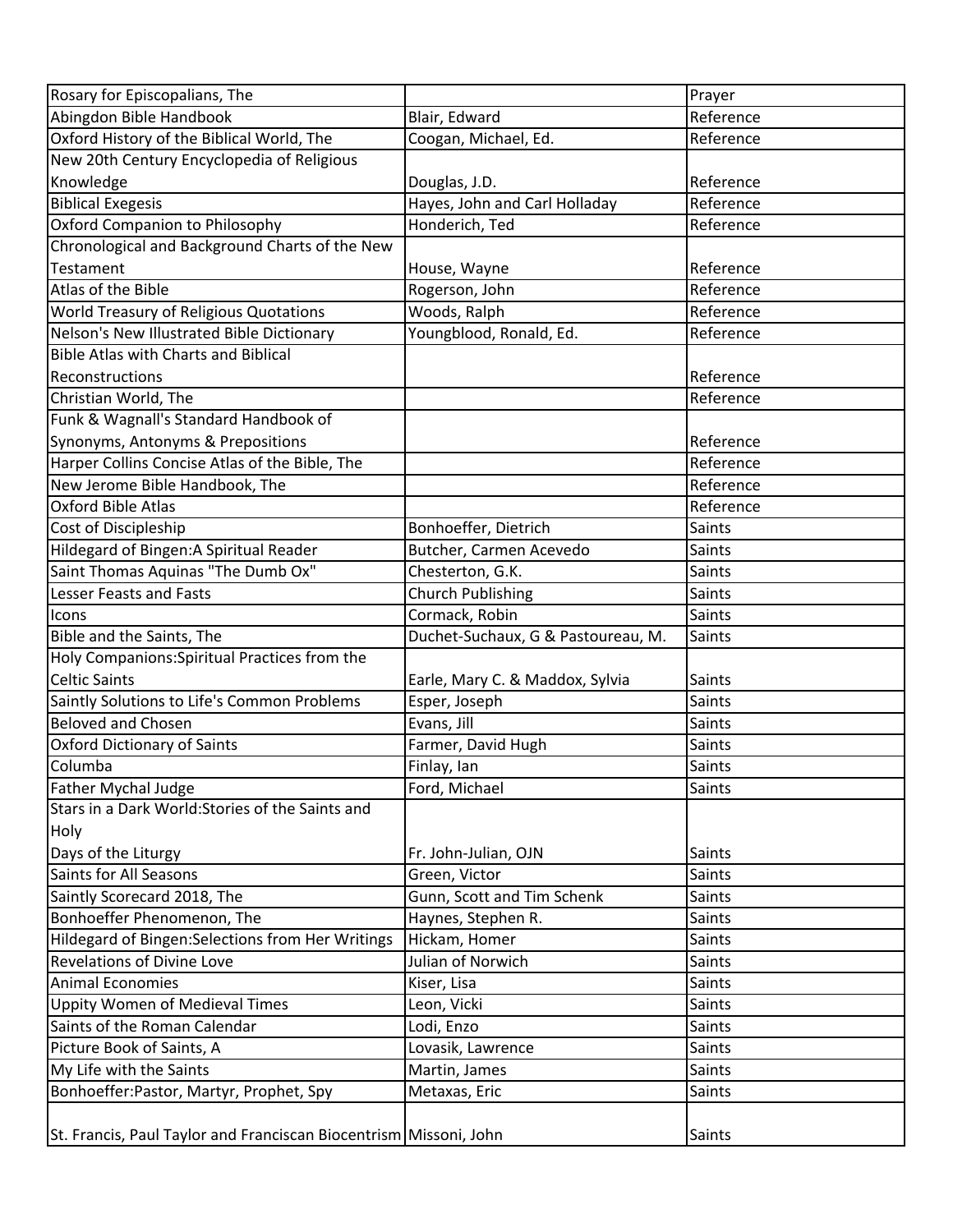| | | |
|---|---|---|
| Rosary for Episcopalians, The | | Prayer |
| Abingdon Bible Handbook | Blair, Edward | Reference |
| Oxford History of the Biblical World, The | Coogan, Michael, Ed. | Reference |
| New 20th Century Encyclopedia of Religious Knowledge | Douglas, J.D. | Reference |
| Biblical Exegesis | Hayes, John and Carl Holladay | Reference |
| Oxford Companion to Philosophy | Honderich, Ted | Reference |
| Chronological and Background Charts of the New Testament | House, Wayne | Reference |
| Atlas of the Bible | Rogerson, John | Reference |
| World Treasury of Religious Quotations | Woods, Ralph | Reference |
| Nelson's New Illustrated Bible Dictionary | Youngblood, Ronald, Ed. | Reference |
| Bible Atlas with Charts and Biblical Reconstructions | | Reference |
| Christian World, The | | Reference |
| Funk & Wagnall's Standard Handbook of Synonyms, Antonyms & Prepositions | | Reference |
| Harper Collins Concise Atlas of the Bible, The | | Reference |
| New Jerome Bible Handbook, The | | Reference |
| Oxford Bible Atlas | | Reference |
| Cost of Discipleship | Bonhoeffer, Dietrich | Saints |
| Hildegard of Bingen:A Spiritual Reader | Butcher, Carmen Acevedo | Saints |
| Saint Thomas Aquinas "The Dumb Ox" | Chesterton, G.K. | Saints |
| Lesser Feasts and Fasts | Church Publishing | Saints |
| Icons | Cormack, Robin | Saints |
| Bible and the Saints, The | Duchet-Suchaux, G & Pastoureau, M. | Saints |
| Holy Companions:Spiritual Practices from the Celtic Saints | Earle, Mary C. & Maddox, Sylvia | Saints |
| Saintly Solutions to Life's Common Problems | Esper, Joseph | Saints |
| Beloved and Chosen | Evans, Jill | Saints |
| Oxford Dictionary of Saints | Farmer, David Hugh | Saints |
| Columba | Finlay, Ian | Saints |
| Father Mychal Judge | Ford, Michael | Saints |
| Stars in a Dark World:Stories of the Saints and Holy Days of the Liturgy | Fr. John-Julian, OJN | Saints |
| Saints for All Seasons | Green, Victor | Saints |
| Saintly Scorecard 2018, The | Gunn, Scott and Tim Schenk | Saints |
| Bonhoeffer Phenomenon, The | Haynes, Stephen R. | Saints |
| Hildegard of Bingen:Selections from Her Writings | Hickam, Homer | Saints |
| Revelations of Divine Love | Julian of Norwich | Saints |
| Animal Economies | Kiser, Lisa | Saints |
| Uppity Women of Medieval Times | Leon, Vicki | Saints |
| Saints of the Roman Calendar | Lodi, Enzo | Saints |
| Picture Book of Saints, A | Lovasik, Lawrence | Saints |
| My Life with the Saints | Martin, James | Saints |
| Bonhoeffer:Pastor, Martyr, Prophet, Spy | Metaxas, Eric | Saints |
| St. Francis, Paul Taylor and Franciscan Biocentrism | Missoni, John | Saints |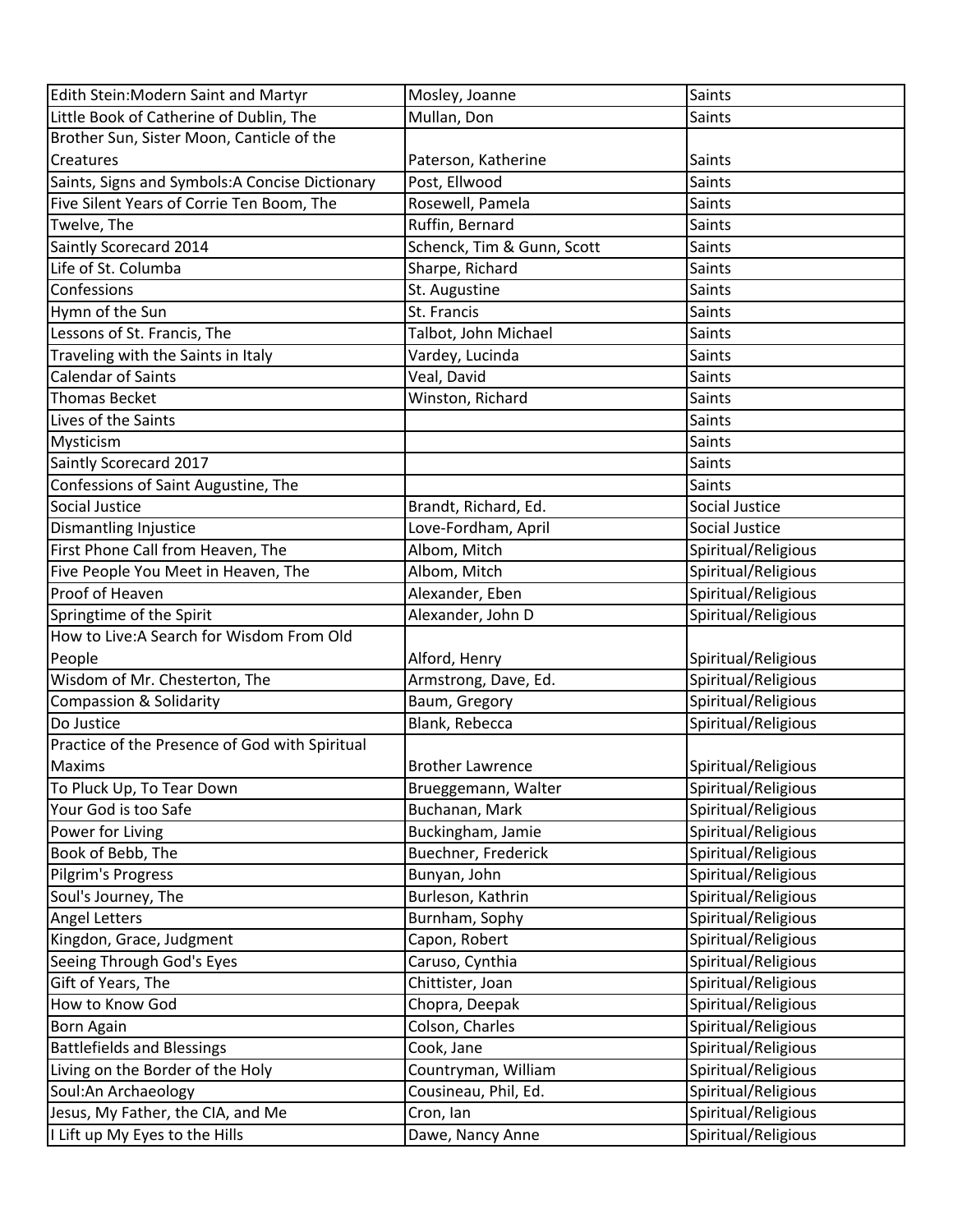| Edith Stein:Modern Saint and Martyr | Mosley, Joanne | Saints |
|---|---|---|
| Little Book of Catherine of Dublin, The | Mullan, Don | Saints |
| Brother Sun, Sister Moon, Canticle of the Creatures | Paterson, Katherine | Saints |
| Saints, Signs and Symbols:A Concise Dictionary | Post, Ellwood | Saints |
| Five Silent Years of Corrie Ten Boom, The | Rosewell, Pamela | Saints |
| Twelve, The | Ruffin, Bernard | Saints |
| Saintly Scorecard 2014 | Schenck, Tim & Gunn, Scott | Saints |
| Life of St. Columba | Sharpe, Richard | Saints |
| Confessions | St. Augustine | Saints |
| Hymn of the Sun | St. Francis | Saints |
| Lessons of St. Francis, The | Talbot, John Michael | Saints |
| Traveling with the Saints in Italy | Vardey, Lucinda | Saints |
| Calendar of Saints | Veal, David | Saints |
| Thomas Becket | Winston, Richard | Saints |
| Lives of the Saints | | Saints |
| Mysticism | | Saints |
| Saintly Scorecard 2017 | | Saints |
| Confessions of Saint Augustine, The | | Saints |
| Social Justice | Brandt, Richard, Ed. | Social Justice |
| Dismantling Injustice | Love-Fordham, April | Social Justice |
| First Phone Call from Heaven, The | Albom, Mitch | Spiritual/Religious |
| Five People You Meet in Heaven, The | Albom, Mitch | Spiritual/Religious |
| Proof of Heaven | Alexander, Eben | Spiritual/Religious |
| Springtime of the Spirit | Alexander, John D | Spiritual/Religious |
| How to Live:A Search for Wisdom From Old People | Alford, Henry | Spiritual/Religious |
| Wisdom of Mr. Chesterton, The | Armstrong, Dave, Ed. | Spiritual/Religious |
| Compassion & Solidarity | Baum, Gregory | Spiritual/Religious |
| Do Justice | Blank, Rebecca | Spiritual/Religious |
| Practice of the Presence of God with Spiritual Maxims | Brother Lawrence | Spiritual/Religious |
| To Pluck Up, To Tear Down | Brueggemann, Walter | Spiritual/Religious |
| Your God is too Safe | Buchanan, Mark | Spiritual/Religious |
| Power for Living | Buckingham, Jamie | Spiritual/Religious |
| Book of Bebb, The | Buechner, Frederick | Spiritual/Religious |
| Pilgrim's Progress | Bunyan, John | Spiritual/Religious |
| Soul's Journey, The | Burleson, Kathrin | Spiritual/Religious |
| Angel Letters | Burnham, Sophy | Spiritual/Religious |
| Kingdon, Grace, Judgment | Capon, Robert | Spiritual/Religious |
| Seeing Through God's Eyes | Caruso, Cynthia | Spiritual/Religious |
| Gift of Years, The | Chittister, Joan | Spiritual/Religious |
| How to Know God | Chopra, Deepak | Spiritual/Religious |
| Born Again | Colson, Charles | Spiritual/Religious |
| Battlefields and Blessings | Cook, Jane | Spiritual/Religious |
| Living on the Border of the Holy | Countryman, William | Spiritual/Religious |
| Soul:An Archaeology | Cousineau, Phil, Ed. | Spiritual/Religious |
| Jesus, My Father, the CIA, and Me | Cron, Ian | Spiritual/Religious |
| I Lift up My Eyes to the Hills | Dawe, Nancy Anne | Spiritual/Religious |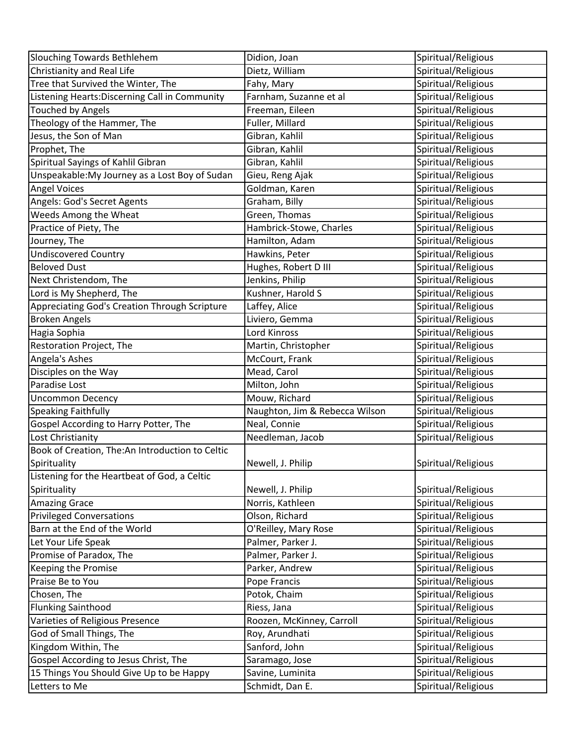| Slouching Towards Bethlehem | Didion, Joan | Spiritual/Religious |
|---|---|---|
| Christianity and Real Life | Dietz, William | Spiritual/Religious |
| Tree that Survived the Winter, The | Fahy, Mary | Spiritual/Religious |
| Listening Hearts:Discerning Call in Community | Farnham, Suzanne et al | Spiritual/Religious |
| Touched by Angels | Freeman, Eileen | Spiritual/Religious |
| Theology of the Hammer, The | Fuller, Millard | Spiritual/Religious |
| Jesus, the Son of Man | Gibran, Kahlil | Spiritual/Religious |
| Prophet, The | Gibran, Kahlil | Spiritual/Religious |
| Spiritual Sayings of Kahlil Gibran | Gibran, Kahlil | Spiritual/Religious |
| Unspeakable:My Journey as a Lost Boy of Sudan | Gieu, Reng Ajak | Spiritual/Religious |
| Angel Voices | Goldman, Karen | Spiritual/Religious |
| Angels: God's Secret Agents | Graham, Billy | Spiritual/Religious |
| Weeds Among the Wheat | Green, Thomas | Spiritual/Religious |
| Practice of Piety, The | Hambrick-Stowe, Charles | Spiritual/Religious |
| Journey, The | Hamilton, Adam | Spiritual/Religious |
| Undiscovered Country | Hawkins, Peter | Spiritual/Religious |
| Beloved Dust | Hughes, Robert D III | Spiritual/Religious |
| Next Christendom, The | Jenkins, Philip | Spiritual/Religious |
| Lord is My Shepherd, The | Kushner, Harold S | Spiritual/Religious |
| Appreciating God's Creation Through Scripture | Laffey, Alice | Spiritual/Religious |
| Broken Angels | Liviero, Gemma | Spiritual/Religious |
| Hagia Sophia | Lord Kinross | Spiritual/Religious |
| Restoration Project, The | Martin, Christopher | Spiritual/Religious |
| Angela's Ashes | McCourt, Frank | Spiritual/Religious |
| Disciples on the Way | Mead, Carol | Spiritual/Religious |
| Paradise Lost | Milton, John | Spiritual/Religious |
| Uncommon Decency | Mouw, Richard | Spiritual/Religious |
| Speaking Faithfully | Naughton, Jim & Rebecca Wilson | Spiritual/Religious |
| Gospel According to Harry Potter, The | Neal, Connie | Spiritual/Religious |
| Lost Christianity | Needleman, Jacob | Spiritual/Religious |
| Book of Creation, The:An Introduction to Celtic Spirituality | Newell, J. Philip | Spiritual/Religious |
| Listening for the Heartbeat of God, a Celtic Spirituality | Newell, J. Philip | Spiritual/Religious |
| Amazing Grace | Norris, Kathleen | Spiritual/Religious |
| Privileged Conversations | Olson, Richard | Spiritual/Religious |
| Barn at the End of the World | O'Reilley, Mary Rose | Spiritual/Religious |
| Let Your Life Speak | Palmer, Parker J. | Spiritual/Religious |
| Promise of Paradox, The | Palmer, Parker J. | Spiritual/Religious |
| Keeping the Promise | Parker, Andrew | Spiritual/Religious |
| Praise Be to You | Pope Francis | Spiritual/Religious |
| Chosen, The | Potok, Chaim | Spiritual/Religious |
| Flunking Sainthood | Riess, Jana | Spiritual/Religious |
| Varieties of Religious Presence | Roozen, McKinney, Carroll | Spiritual/Religious |
| God of Small Things, The | Roy, Arundhati | Spiritual/Religious |
| Kingdom Within, The | Sanford, John | Spiritual/Religious |
| Gospel According to Jesus Christ, The | Saramago, Jose | Spiritual/Religious |
| 15 Things You Should Give Up to be Happy | Savine, Luminita | Spiritual/Religious |
| Letters to Me | Schmidt, Dan E. | Spiritual/Religious |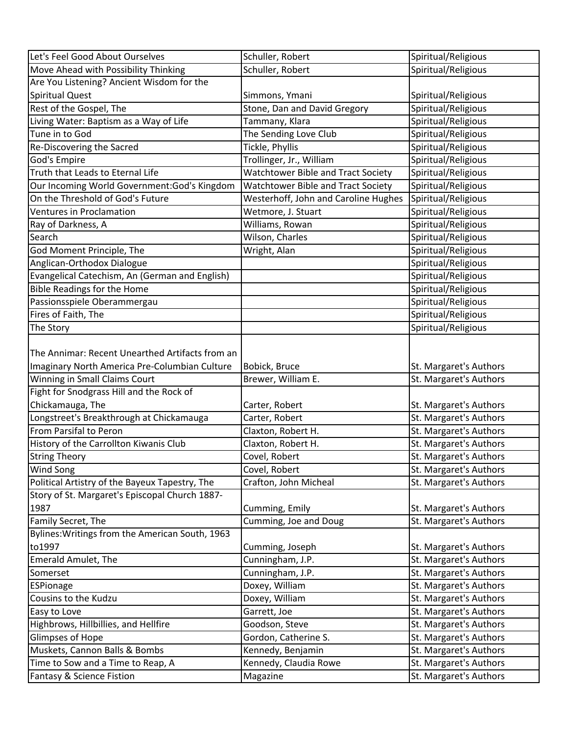| Let's Feel Good About Ourselves | Schuller, Robert | Spiritual/Religious |
|---|---|---|
| Move Ahead with Possibility Thinking | Schuller, Robert | Spiritual/Religious |
| Are You Listening? Ancient Wisdom for the Spiritual Quest | Simmons, Ymani | Spiritual/Religious |
| Rest of the Gospel, The | Stone, Dan and David Gregory | Spiritual/Religious |
| Living Water: Baptism as a Way of Life | Tammany, Klara | Spiritual/Religious |
| Tune in to God | The Sending Love Club | Spiritual/Religious |
| Re-Discovering the Sacred | Tickle, Phyllis | Spiritual/Religious |
| God's Empire | Trollinger, Jr., William | Spiritual/Religious |
| Truth that Leads to Eternal Life | Watchtower Bible and Tract Society | Spiritual/Religious |
| Our Incoming World Government:God's Kingdom | Watchtower Bible and Tract Society | Spiritual/Religious |
| On the Threshold of God's Future | Westerhoff, John and Caroline Hughes | Spiritual/Religious |
| Ventures in Proclamation | Wetmore, J. Stuart | Spiritual/Religious |
| Ray of Darkness, A | Williams, Rowan | Spiritual/Religious |
| Search | Wilson, Charles | Spiritual/Religious |
| God Moment Principle, The | Wright, Alan | Spiritual/Religious |
| Anglican-Orthodox Dialogue | | Spiritual/Religious |
| Evangelical Catechism, An (German and English) | | Spiritual/Religious |
| Bible Readings for the Home | | Spiritual/Religious |
| Passionsspiele Oberammergau | | Spiritual/Religious |
| Fires of Faith, The | | Spiritual/Religious |
| The Story | | Spiritual/Religious |
| The Annimar: Recent Unearthed Artifacts from an Imaginary North America Pre-Columbian Culture | Bobick, Bruce | St. Margaret's Authors |
| Winning in Small Claims Court | Brewer, William E. | St. Margaret's Authors |
| Fight for Snodgrass Hill and the Rock of Chickamauga, The | Carter, Robert | St. Margaret's Authors |
| Longstreet's Breakthrough at Chickamauga | Carter, Robert | St. Margaret's Authors |
| From Parsifal to Peron | Claxton, Robert H. | St. Margaret's Authors |
| History of the Carrollton Kiwanis Club | Claxton, Robert H. | St. Margaret's Authors |
| String Theory | Covel, Robert | St. Margaret's Authors |
| Wind Song | Covel, Robert | St. Margaret's Authors |
| Political Artistry of the Bayeux Tapestry, The | Crafton, John Micheal | St. Margaret's Authors |
| Story of St. Margaret's Episcopal Church 1887-1987 | Cumming, Emily | St. Margaret's Authors |
| Family Secret, The | Cumming, Joe and Doug | St. Margaret's Authors |
| Bylines:Writings from the American South, 1963 to1997 | Cumming, Joseph | St. Margaret's Authors |
| Emerald Amulet, The | Cunningham, J.P. | St. Margaret's Authors |
| Somerset | Cunningham, J.P. | St. Margaret's Authors |
| ESPionage | Doxey, William | St. Margaret's Authors |
| Cousins to the Kudzu | Doxey, William | St. Margaret's Authors |
| Easy to Love | Garrett, Joe | St. Margaret's Authors |
| Highbrows, Hillbillies, and Hellfire | Goodson, Steve | St. Margaret's Authors |
| Glimpses of Hope | Gordon, Catherine S. | St. Margaret's Authors |
| Muskets, Cannon Balls & Bombs | Kennedy, Benjamin | St. Margaret's Authors |
| Time to Sow and a Time to Reap, A | Kennedy, Claudia Rowe | St. Margaret's Authors |
| Fantasy & Science Fistion | Magazine | St. Margaret's Authors |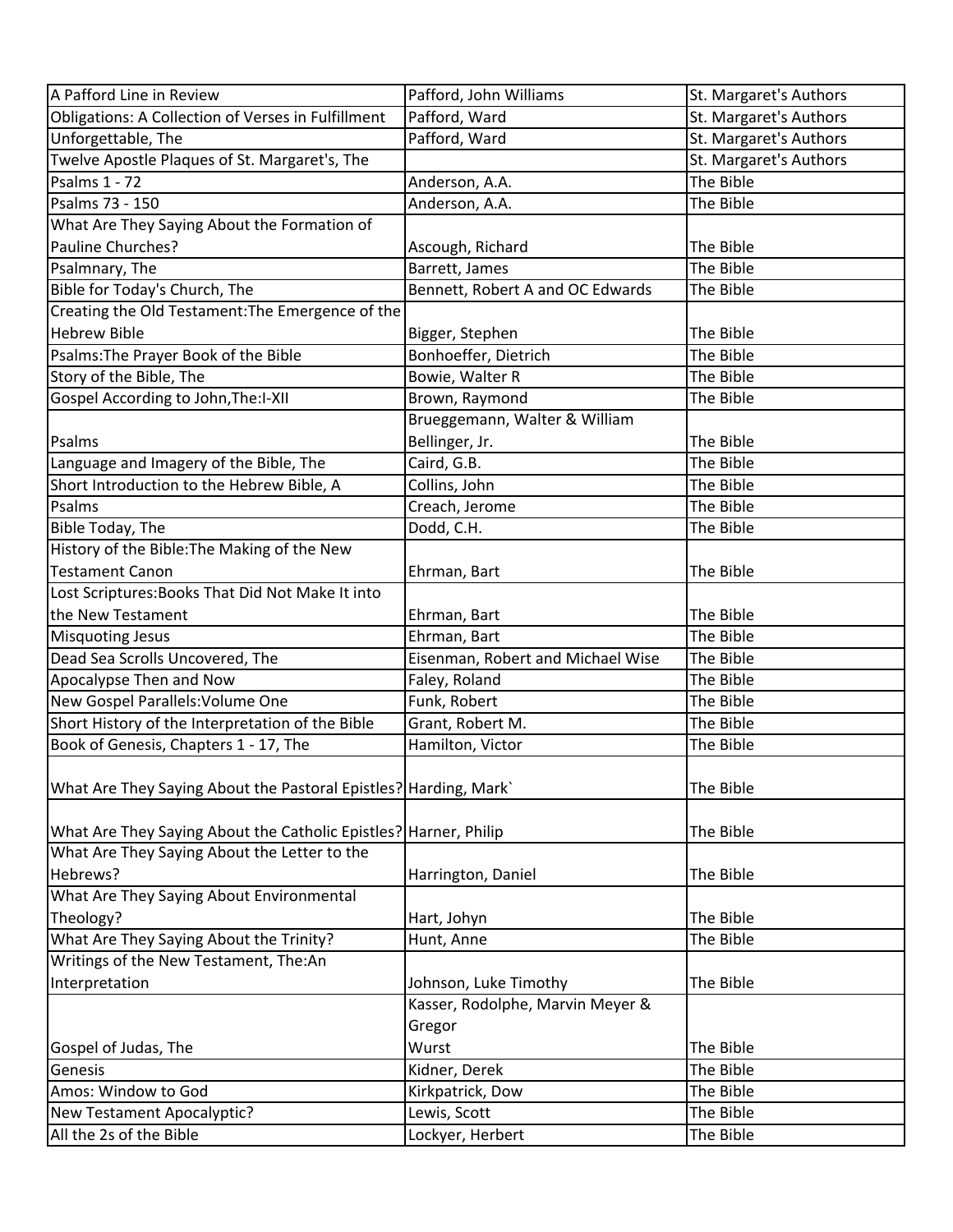| A Pafford Line in Review | Pafford, John Williams | St. Margaret's Authors |
|---|---|---|
| Obligations: A Collection of Verses in Fulfillment | Pafford, Ward | St. Margaret's Authors |
| Unforgettable, The | Pafford, Ward | St. Margaret's Authors |
| Twelve Apostle Plaques of St. Margaret's, The | | St. Margaret's Authors |
| Psalms 1 - 72 | Anderson, A.A. | The Bible |
| Psalms 73 - 150 | Anderson, A.A. | The Bible |
| What Are They Saying About the Formation of Pauline Churches? | Ascough, Richard | The Bible |
| Psalmnary, The | Barrett, James | The Bible |
| Bible for Today's Church, The | Bennett, Robert A and OC Edwards | The Bible |
| Creating the Old Testament:The Emergence of the Hebrew Bible | Bigger, Stephen | The Bible |
| Psalms:The Prayer Book of the Bible | Bonhoeffer, Dietrich | The Bible |
| Story of the Bible, The | Bowie, Walter R | The Bible |
| Gospel According to John,The:I-XII | Brown, Raymond | The Bible |
| Psalms | Brueggemann, Walter & William Bellinger, Jr. | The Bible |
| Language and Imagery of the Bible, The | Caird, G.B. | The Bible |
| Short Introduction to the Hebrew Bible, A | Collins, John | The Bible |
| Psalms | Creach, Jerome | The Bible |
| Bible Today, The | Dodd, C.H. | The Bible |
| History of the Bible:The Making of the New Testament Canon | Ehrman, Bart | The Bible |
| Lost Scriptures:Books That Did Not Make It into the New Testament | Ehrman, Bart | The Bible |
| Misquoting Jesus | Ehrman, Bart | The Bible |
| Dead Sea Scrolls Uncovered, The | Eisenman, Robert and Michael Wise | The Bible |
| Apocalypse Then and Now | Faley, Roland | The Bible |
| New Gospel Parallels:Volume One | Funk, Robert | The Bible |
| Short History of the Interpretation of the Bible | Grant, Robert M. | The Bible |
| Book of Genesis, Chapters 1 - 17, The | Hamilton, Victor | The Bible |
| What Are They Saying About the Pastoral Epistles? | Harding, Mark` | The Bible |
| What Are They Saying About the Catholic Epistles? | Harner, Philip | The Bible |
| What Are They Saying About the Letter to the Hebrews? | Harrington, Daniel | The Bible |
| What Are They Saying About Environmental Theology? | Hart, Johyn | The Bible |
| What Are They Saying About the Trinity? | Hunt, Anne | The Bible |
| Writings of the New Testament, The:An Interpretation | Johnson, Luke Timothy | The Bible |
| Gospel of Judas, The | Kasser, Rodolphe, Marvin Meyer & Gregor Wurst | The Bible |
| Genesis | Kidner, Derek | The Bible |
| Amos: Window to God | Kirkpatrick, Dow | The Bible |
| New Testament Apocalyptic? | Lewis, Scott | The Bible |
| All the 2s of the Bible | Lockyer, Herbert | The Bible |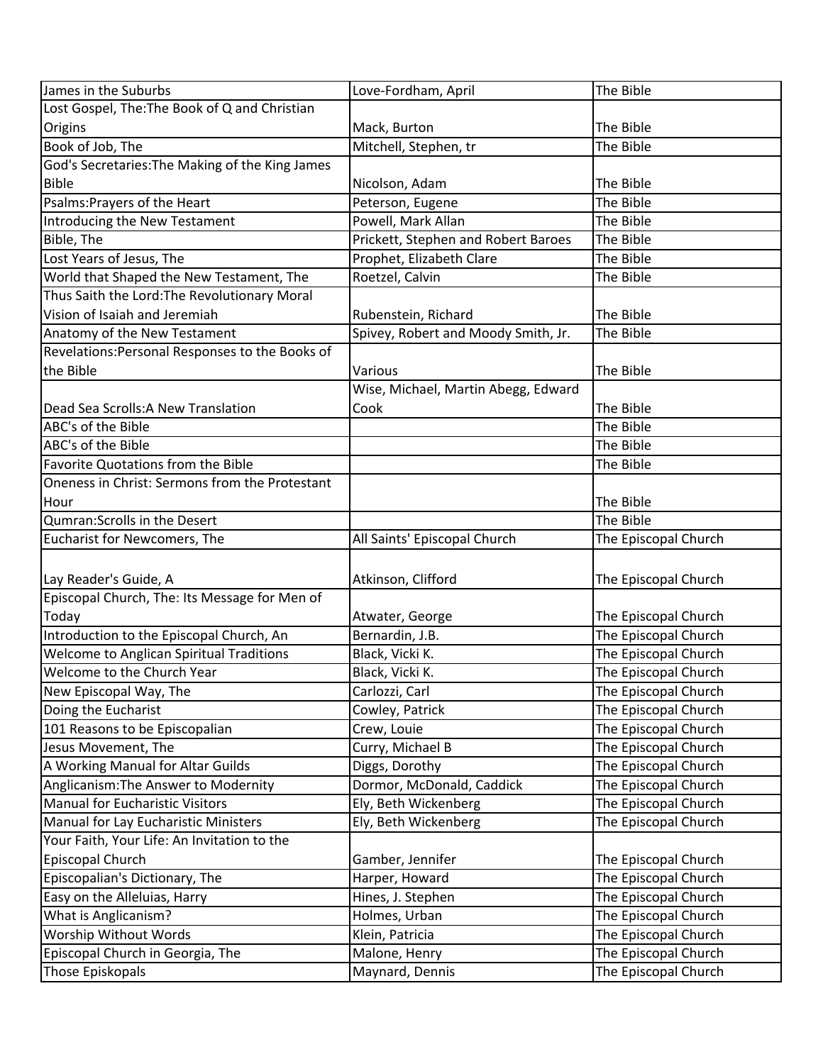| | | |
|---|---|---|
| James in the Suburbs | Love-Fordham, April | The Bible |
| Lost Gospel, The:The Book of Q and Christian Origins | Mack, Burton | The Bible |
| Book of Job, The | Mitchell, Stephen, tr | The Bible |
| God's Secretaries:The Making of the King James Bible | Nicolson, Adam | The Bible |
| Psalms:Prayers of the Heart | Peterson, Eugene | The Bible |
| Introducing the New Testament | Powell, Mark Allan | The Bible |
| Bible, The | Prickett, Stephen and Robert Baroes | The Bible |
| Lost Years of Jesus, The | Prophet, Elizabeth Clare | The Bible |
| World that Shaped the New Testament, The | Roetzel, Calvin | The Bible |
| Thus Saith the Lord:The Revolutionary Moral Vision of Isaiah and Jeremiah | Rubenstein, Richard | The Bible |
| Anatomy of the New Testament | Spivey, Robert and Moody Smith, Jr. | The Bible |
| Revelations:Personal Responses to the Books of the Bible | Various | The Bible |
| Dead Sea Scrolls:A New Translation | Wise, Michael, Martin Abegg, Edward Cook | The Bible |
| ABC's of the Bible | | The Bible |
| ABC's of the Bible | | The Bible |
| Favorite Quotations from the Bible | | The Bible |
| Oneness in Christ: Sermons from the Protestant Hour | | The Bible |
| Qumran:Scrolls in the Desert | | The Bible |
| Eucharist for Newcomers, The | All Saints' Episcopal Church | The Episcopal Church |
| Lay Reader's Guide, A | Atkinson, Clifford | The Episcopal Church |
| Episcopal Church, The: Its Message for Men of Today | Atwater, George | The Episcopal Church |
| Introduction to the Episcopal Church, An | Bernardin, J.B. | The Episcopal Church |
| Welcome to Anglican Spiritual Traditions | Black, Vicki K. | The Episcopal Church |
| Welcome to the Church Year | Black, Vicki K. | The Episcopal Church |
| New Episcopal Way, The | Carlozzi, Carl | The Episcopal Church |
| Doing the Eucharist | Cowley, Patrick | The Episcopal Church |
| 101 Reasons to be Episcopalian | Crew, Louie | The Episcopal Church |
| Jesus Movement, The | Curry, Michael B | The Episcopal Church |
| A Working Manual for Altar Guilds | Diggs, Dorothy | The Episcopal Church |
| Anglicanism:The Answer to Modernity | Dormor, McDonald, Caddick | The Episcopal Church |
| Manual for Eucharistic Visitors | Ely, Beth Wickenberg | The Episcopal Church |
| Manual for Lay Eucharistic Ministers | Ely, Beth Wickenberg | The Episcopal Church |
| Your Faith, Your Life: An Invitation to the Episcopal Church | Gamber, Jennifer | The Episcopal Church |
| Episcopalian's Dictionary, The | Harper, Howard | The Episcopal Church |
| Easy on the Alleluias, Harry | Hines, J. Stephen | The Episcopal Church |
| What is Anglicanism? | Holmes, Urban | The Episcopal Church |
| Worship Without Words | Klein, Patricia | The Episcopal Church |
| Episcopal Church in Georgia, The | Malone, Henry | The Episcopal Church |
| Those Episkopals | Maynard, Dennis | The Episcopal Church |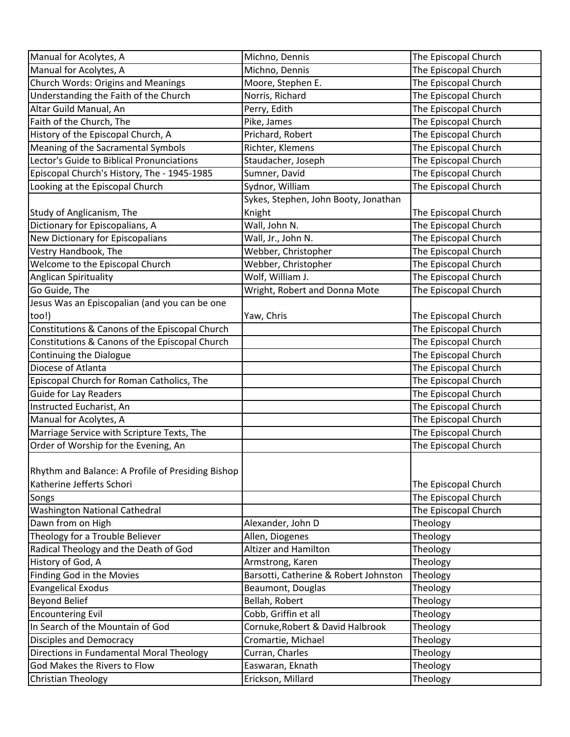| | | |
|---|---|---|
| Manual for Acolytes, A | Michno, Dennis | The Episcopal Church |
| Manual for Acolytes, A | Michno, Dennis | The Episcopal Church |
| Church Words: Origins and Meanings | Moore, Stephen E. | The Episcopal Church |
| Understanding the Faith of the Church | Norris, Richard | The Episcopal Church |
| Altar Guild Manual, An | Perry, Edith | The Episcopal Church |
| Faith of the Church, The | Pike, James | The Episcopal Church |
| History of the Episcopal Church, A | Prichard, Robert | The Episcopal Church |
| Meaning of the Sacramental Symbols | Richter, Klemens | The Episcopal Church |
| Lector's Guide to Biblical Pronunciations | Staudacher, Joseph | The Episcopal Church |
| Episcopal Church's History, The - 1945-1985 | Sumner, David | The Episcopal Church |
| Looking at the Episcopal Church | Sydnor, William | The Episcopal Church |
| Study of Anglicanism, The | Sykes, Stephen, John Booty, Jonathan Knight | The Episcopal Church |
| Dictionary for Episcopalians, A | Wall, John N. | The Episcopal Church |
| New Dictionary for Episcopalians | Wall, Jr., John N. | The Episcopal Church |
| Vestry Handbook, The | Webber, Christopher | The Episcopal Church |
| Welcome to the Episcopal Church | Webber, Christopher | The Episcopal Church |
| Anglican Spirituality | Wolf, William J. | The Episcopal Church |
| Go Guide, The | Wright, Robert and Donna Mote | The Episcopal Church |
| Jesus Was an Episcopalian (and you can be one too!) | Yaw, Chris | The Episcopal Church |
| Constitutions & Canons of the Episcopal Church | | The Episcopal Church |
| Constitutions & Canons of the Episcopal Church | | The Episcopal Church |
| Continuing the Dialogue | | The Episcopal Church |
| Diocese of Atlanta | | The Episcopal Church |
| Episcopal Church for Roman Catholics, The | | The Episcopal Church |
| Guide for Lay Readers | | The Episcopal Church |
| Instructed Eucharist, An | | The Episcopal Church |
| Manual for Acolytes, A | | The Episcopal Church |
| Marriage Service with Scripture Texts, The | | The Episcopal Church |
| Order of Worship for the Evening, An | | The Episcopal Church |
| Rhythm and Balance: A Profile of Presiding Bishop Katherine Jefferts Schori | | The Episcopal Church |
| Songs | | The Episcopal Church |
| Washington National Cathedral | | The Episcopal Church |
| Dawn from on High | Alexander, John D | Theology |
| Theology for a Trouble Believer | Allen, Diogenes | Theology |
| Radical Theology and the Death of God | Altizer and Hamilton | Theology |
| History of God, A | Armstrong, Karen | Theology |
| Finding God in the Movies | Barsotti, Catherine & Robert Johnston | Theology |
| Evangelical Exodus | Beaumont, Douglas | Theology |
| Beyond Belief | Bellah, Robert | Theology |
| Encountering Evil | Cobb, Griffin et all | Theology |
| In Search of the Mountain of God | Cornuke,Robert & David Halbrook | Theology |
| Disciples and Democracy | Cromartie, Michael | Theology |
| Directions in Fundamental Moral Theology | Curran, Charles | Theology |
| God Makes the Rivers to Flow | Easwaran, Eknath | Theology |
| Christian Theology | Erickson, Millard | Theology |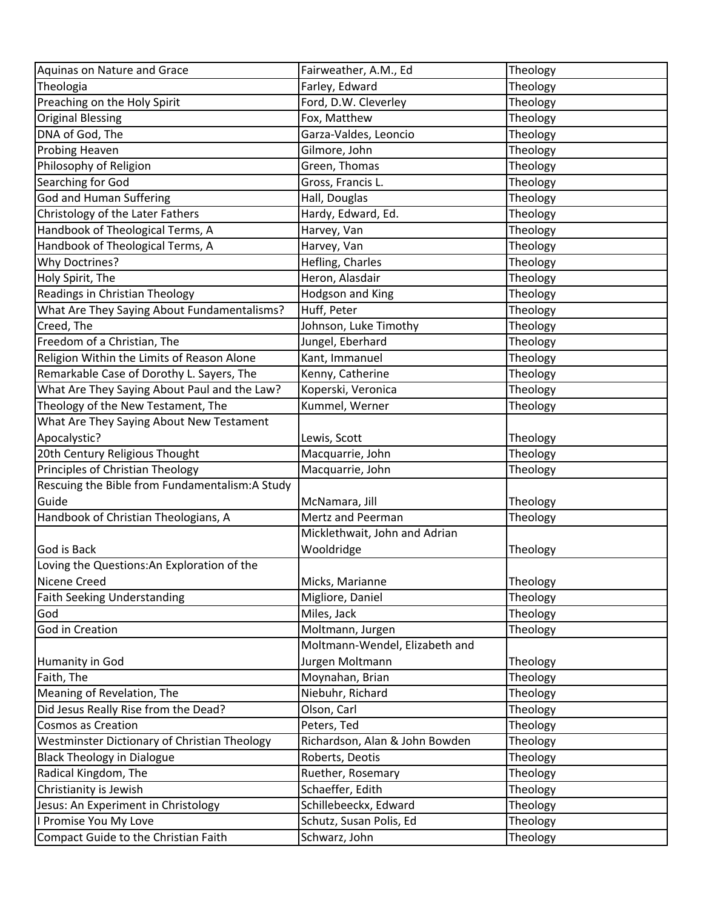| | | |
|---|---|---|
| Aquinas on Nature and Grace | Fairweather, A.M., Ed | Theology |
| Theologia | Farley, Edward | Theology |
| Preaching on the Holy Spirit | Ford, D.W. Cleverley | Theology |
| Original Blessing | Fox, Matthew | Theology |
| DNA of God, The | Garza-Valdes, Leoncio | Theology |
| Probing Heaven | Gilmore, John | Theology |
| Philosophy of Religion | Green, Thomas | Theology |
| Searching for God | Gross, Francis L. | Theology |
| God and Human Suffering | Hall, Douglas | Theology |
| Christology of the Later Fathers | Hardy, Edward, Ed. | Theology |
| Handbook of Theological Terms, A | Harvey, Van | Theology |
| Handbook of Theological Terms, A | Harvey, Van | Theology |
| Why Doctrines? | Hefling, Charles | Theology |
| Holy Spirit, The | Heron, Alasdair | Theology |
| Readings in Christian Theology | Hodgson and King | Theology |
| What Are They Saying About Fundamentalisms? | Huff, Peter | Theology |
| Creed, The | Johnson, Luke Timothy | Theology |
| Freedom of a Christian, The | Jungel, Eberhard | Theology |
| Religion Within the Limits of Reason Alone | Kant, Immanuel | Theology |
| Remarkable Case of Dorothy L. Sayers, The | Kenny, Catherine | Theology |
| What Are They Saying About Paul and the Law? | Koperski, Veronica | Theology |
| Theology of the New Testament, The | Kummel, Werner | Theology |
| What Are They Saying About New Testament Apocalystic? | Lewis, Scott | Theology |
| 20th Century Religious Thought | Macquarrie, John | Theology |
| Principles of Christian Theology | Macquarrie, John | Theology |
| Rescuing the Bible from Fundamentalism:A Study Guide | McNamara, Jill | Theology |
| Handbook of Christian Theologians, A | Mertz and Peerman | Theology |
| God is Back | Micklethwait, John and Adrian Wooldridge | Theology |
| Loving the Questions:An Exploration of the Nicene Creed | Micks, Marianne | Theology |
| Faith Seeking Understanding | Migliore, Daniel | Theology |
| God | Miles, Jack | Theology |
| God in Creation | Moltmann, Jurgen | Theology |
| Humanity in God | Moltmann-Wendel, Elizabeth and Jurgen Moltmann | Theology |
| Faith, The | Moynahan, Brian | Theology |
| Meaning of Revelation, The | Niebuhr, Richard | Theology |
| Did Jesus Really Rise from the Dead? | Olson, Carl | Theology |
| Cosmos as Creation | Peters, Ted | Theology |
| Westminster Dictionary of Christian Theology | Richardson, Alan & John Bowden | Theology |
| Black Theology in Dialogue | Roberts, Deotis | Theology |
| Radical Kingdom, The | Ruether, Rosemary | Theology |
| Christianity is Jewish | Schaeffer, Edith | Theology |
| Jesus: An Experiment in Christology | Schillebeeckx, Edward | Theology |
| I Promise You My Love | Schutz, Susan Polis, Ed | Theology |
| Compact Guide to the Christian Faith | Schwarz, John | Theology |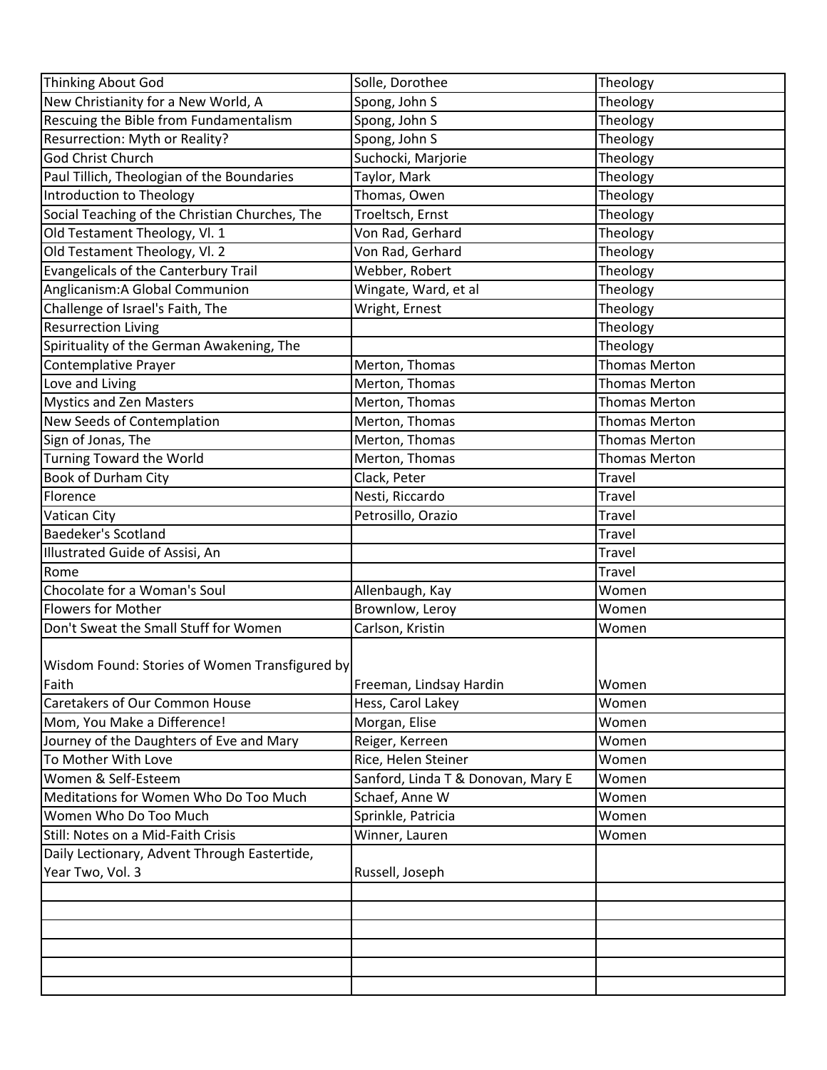| Thinking About God | Solle, Dorothee | Theology |
|---|---|---|
| New Christianity for a New World, A | Spong, John S | Theology |
| Rescuing the Bible from Fundamentalism | Spong, John S | Theology |
| Resurrection: Myth or Reality? | Spong, John S | Theology |
| God Christ Church | Suchocki, Marjorie | Theology |
| Paul Tillich, Theologian of the Boundaries | Taylor, Mark | Theology |
| Introduction to Theology | Thomas, Owen | Theology |
| Social Teaching of the Christian Churches, The | Troeltsch, Ernst | Theology |
| Old Testament Theology, Vl. 1 | Von Rad, Gerhard | Theology |
| Old Testament Theology, Vl. 2 | Von Rad, Gerhard | Theology |
| Evangelicals of the Canterbury Trail | Webber, Robert | Theology |
| Anglicanism:A Global Communion | Wingate, Ward, et al | Theology |
| Challenge of Israel's Faith, The | Wright, Ernest | Theology |
| Resurrection Living | | Theology |
| Spirituality of the German Awakening, The | | Theology |
| Contemplative Prayer | Merton, Thomas | Thomas Merton |
| Love and Living | Merton, Thomas | Thomas Merton |
| Mystics and Zen Masters | Merton, Thomas | Thomas Merton |
| New Seeds of Contemplation | Merton, Thomas | Thomas Merton |
| Sign of Jonas, The | Merton, Thomas | Thomas Merton |
| Turning Toward the World | Merton, Thomas | Thomas Merton |
| Book of Durham City | Clack, Peter | Travel |
| Florence | Nesti, Riccardo | Travel |
| Vatican City | Petrosillo, Orazio | Travel |
| Baedeker's Scotland | | Travel |
| Illustrated Guide of Assisi, An | | Travel |
| Rome | | Travel |
| Chocolate for a Woman's Soul | Allenbaugh, Kay | Women |
| Flowers for Mother | Brownlow, Leroy | Women |
| Don't Sweat the Small Stuff for Women | Carlson, Kristin | Women |
| Wisdom Found: Stories of Women Transfigured by Faith | Freeman, Lindsay Hardin | Women |
| Caretakers of Our Common House | Hess, Carol Lakey | Women |
| Mom, You Make a Difference! | Morgan, Elise | Women |
| Journey of the Daughters of Eve and Mary | Reiger, Kerreen | Women |
| To Mother With Love | Rice, Helen Steiner | Women |
| Women & Self-Esteem | Sanford, Linda T & Donovan, Mary E | Women |
| Meditations for Women Who Do Too Much | Schaef, Anne W | Women |
| Women Who Do Too Much | Sprinkle, Patricia | Women |
| Still: Notes on a Mid-Faith Crisis | Winner, Lauren | Women |
| Daily Lectionary, Advent Through Eastertide, Year Two, Vol. 3 | Russell, Joseph | |
| | | |
| | | |
| | | |
| | | |
| | | |
| | | |